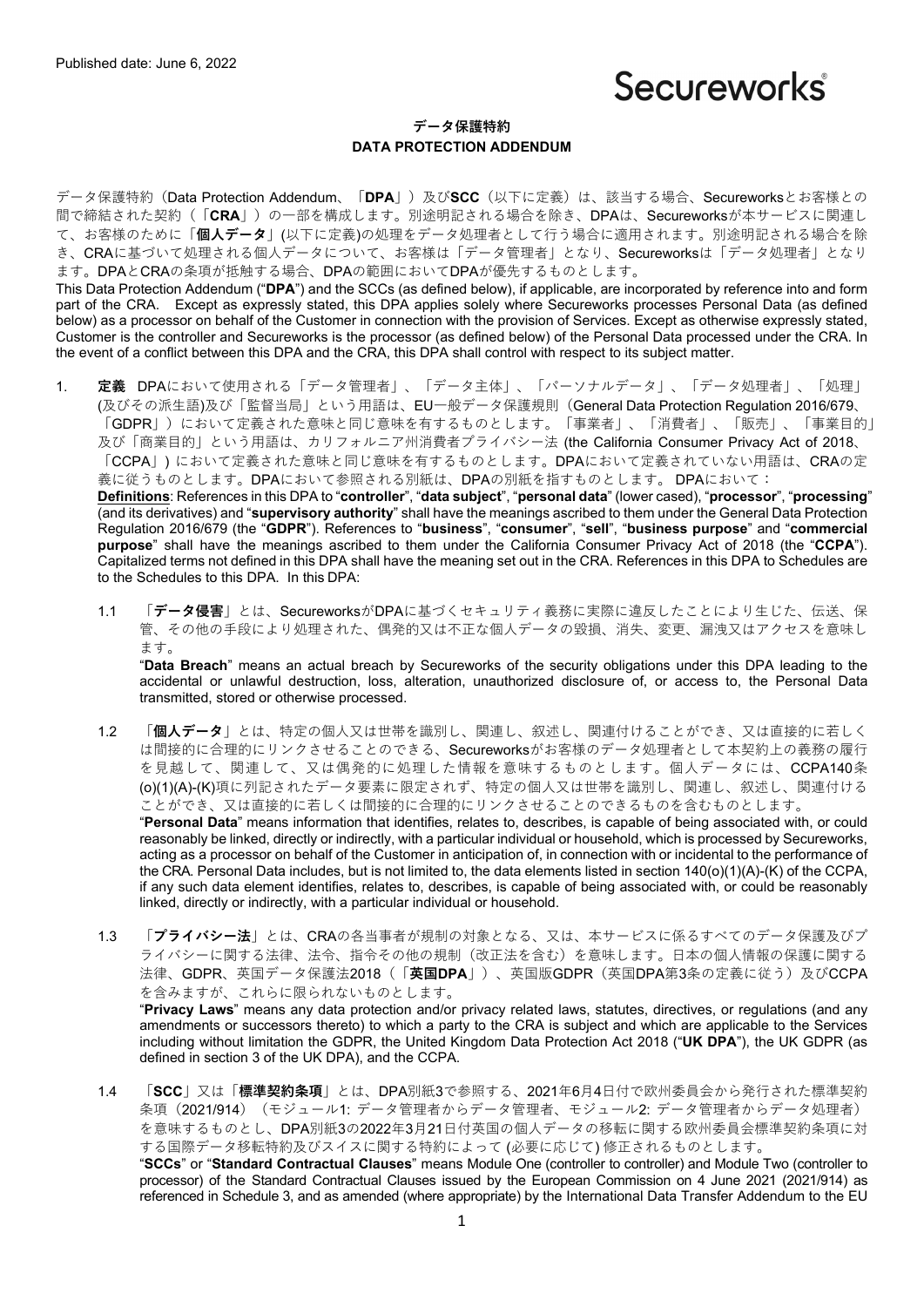Published date: June 6, 2022

Secureworks

# データ保護特約
# DATA PROTECTION ADDENDUM

データ保護特約（Data Protection Addendum、「**DPA**」）及び**SCC**（以下に定義）は、該当する場合、Secureworksとお客様との間で締結された契約（「**CRA**」）の一部を構成します。別途明記される場合を除き、DPAは、Secureworksが本サービスに関連して、お客様のために「**個人データ**」(以下に定義)の処理をデータ処理者として行う場合に適用されます。別途明記される場合を除き、CRAに基づいて処理される個人データについて、お客様は「データ管理者」となり、Secureworksは「データ処理者」となります。DPAとCRAの条項が抵触する場合、DPAの範囲においてDPAが優先するものとします。

This Data Protection Addendum ("**DPA**") and the SCCs (as defined below), if applicable, are incorporated by reference into and form part of the CRA. Except as expressly stated, this DPA applies solely where Secureworks processes Personal Data (as defined below) as a processor on behalf of the Customer in connection with the provision of Services. Except as otherwise expressly stated, Customer is the controller and Secureworks is the processor (as defined below) of the Personal Data processed under the CRA. In the event of a conflict between this DPA and the CRA, this DPA shall control with respect to its subject matter.

1. **定義** DPAにおいて使用される「データ管理者」、「データ主体」、「パーソナルデータ」、「データ処理者」、「処理」(及びその派生語)及び「監督当局」という用語は、EU一般データ保護規則（General Data Protection Regulation 2016/679、「GDPR」）において定義される意味と同じ意味を有するものとします。「事業者」、「消費者」、「販売」、「事業目的」及び「商業目的」という用語は、カリフォルニア州消費者プライバシー法 (the California Consumer Privacy Act of 2018、「CCPA」) において定義された意味と同じ意味を有するものとします。DPAにおいて定義されていない用語は、CRAの定義に従うものとします。DPAにおいて参照される別紙は、DPAの別紙を指すものとします。 DPAにおいて：
**Definitions**: References in this DPA to "**controller**", "**data subject**", "**personal data**" (lower cased), "**processor**", "**processing**" (and its derivatives) and "**supervisory authority**" shall have the meanings ascribed to them under the General Data Protection Regulation 2016/679 (the "**GDPR**"). References to "**business**", "**consumer**", "**sell**", "**business purpose**" and "**commercial purpose**" shall have the meanings ascribed to them under the California Consumer Privacy Act of 2018 (the "**CCPA**"). Capitalized terms not defined in this DPA shall have the meaning set out in the CRA. References in this DPA to Schedules are to the Schedules to this DPA. In this DPA:

   1.1 「**データ侵害**」とは、SecureworksがDPAに基づくセキュリティ義務に実際に違反したことにより生じた、伝送、保管、その他の手段により処理された、偶発的又は不正な個人データの毀損、消失、変更、漏洩又はアクセスを意味します。
   "**Data Breach**" means an actual breach by Secureworks of the security obligations under this DPA leading to the accidental or unlawful destruction, loss, alteration, unauthorized disclosure of, or access to, the Personal Data transmitted, stored or otherwise processed.

   1.2 「**個人データ**」とは、特定の個人又は世帯を識別し、関連し、叙述し、関連付けることができ、又は直接的に若しくは間接的に合理的にリンクさせることのできる、Secureworksがお客様のデータ処理者として本契約上の義務の履行を見越して、関連して、又は偶発的に処理した情報を意味するものとします。個人データには、CCPA140条(o)(1)(A)-(K)項に列記されたデータ要素に限定されず、特定の個人又は世帯を識別し、関連し、叙述し、関連付けることができ、又は直接的に若しくは間接的に合理的にリンクさせることのできるものを含むものとします。
   "**Personal Data**" means information that identifies, relates to, describes, is capable of being associated with, or could reasonably be linked, directly or indirectly, with a particular individual or household, which is processed by Secureworks, acting as a processor on behalf of the Customer in anticipation of, in connection with or incidental to the performance of the CRA. Personal Data includes, but is not limited to, the data elements listed in section 140(o)(1)(A)-(K) of the CCPA, if any such data element identifies, relates to, describes, is capable of being associated with, or could be reasonably linked, directly or indirectly, with a particular individual or household.

   1.3 「**プライバシー法**」とは、CRAの各当事者が規制の対象となる、又は、本サービスに係るすべてのデータ保護及びプライバシーに関する法律、法令、指令その他の規制（改正法を含む）を意味します。日本の個人情報の保護に関する法律、GDPR、英国データ保護法2018（「**英国DPA**」）、英国版GDPR（英国DPA第3条の定義に従う）及びCCPAを含みますが、これらに限られないものとします。
   "**Privacy Laws**" means any data protection and/or privacy related laws, statutes, directives, or regulations (and any amendments or successors thereto) to which a party to the CRA is subject and which are applicable to the Services including without limitation the GDPR, the United Kingdom Data Protection Act 2018 ("**UK DPA**"), the UK GDPR (as defined in section 3 of the UK DPA), and the CCPA.

   1.4 「**SCC**」又は「**標準契約条項**」とは、DPA別紙3で参照する、2021年6月4日付で欧州委員会から発行された標準契約条項（2021/914）（モジュール1: データ管理者からデータ管理者、モジュール2: データ管理者からデータ処理者）を意味するものとし、DPA別紙3の2022年3月21日付英国の個人データの移転に関する欧州委員会標準契約条項に対する国際データ移転特約及びスイスに関する特約によって (必要に応じて) 修正されるものとします。
   "**SCCs**" or "**Standard Contractual Clauses**" means Module One (controller to controller) and Module Two (controller to processor) of the Standard Contractual Clauses issued by the European Commission on 4 June 2021 (2021/914) as referenced in Schedule 3, and as amended (where appropriate) by the International Data Transfer Addendum to the EU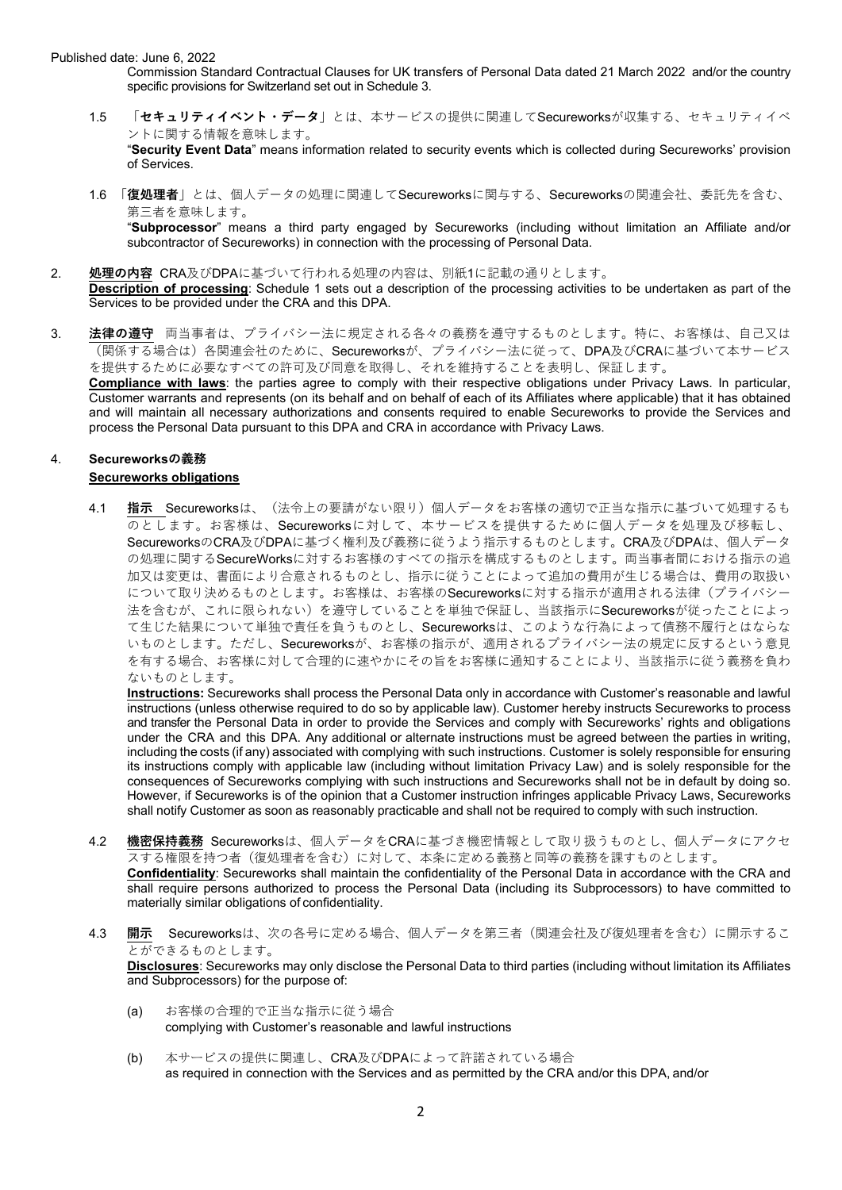Published date: June 6, 2022

Commission Standard Contractual Clauses for UK transfers of Personal Data dated 21 March 2022 and/or the country specific provisions for Switzerland set out in Schedule 3.

1.5 「**セキュリティイベント・データ**」とは、本サービスの提供に関連してSecureworksが収集する、セキュリティイベントに関する情報を意味します。
"**Security Event Data**" means information related to security events which is collected during Secureworks' provision of Services.

1.6 「**復処理者**」とは、個人データの処理に関連してSecureworksに関与する、Secureworksの関連会社、委託先を含む、第三者を意味します。
"**Subprocessor**" means a third party engaged by Secureworks (including without limitation an Affiliate and/or subcontractor of Secureworks) in connection with the processing of Personal Data.

2. **処理の内容** CRA及びDPAに基づいて行われる処理の内容は、別紙1に記載の通りとします。
**Description of processing**: Schedule 1 sets out a description of the processing activities to be undertaken as part of the Services to be provided under the CRA and this DPA.

3. **法律の遵守** 両当事者は、プライバシー法に規定される各々の義務を遵守するものとします。特に、お客様は、自己又は（関係する場合は）各関連会社のために、Secureworksが、プライバシー法に従って、DPA及びCRAに基づいて本サービスを提供するために必要なすべての許可及び同意を取得し、それを維持することを表明し、保証します。
**Compliance with laws**: the parties agree to comply with their respective obligations under Privacy Laws. In particular, Customer warrants and represents (on its behalf and on behalf of each of its Affiliates where applicable) that it has obtained and will maintain all necessary authorizations and consents required to enable Secureworks to provide the Services and process the Personal Data pursuant to this DPA and CRA in accordance with Privacy Laws.

4. **Secureworksの義務**
**Secureworks obligations**

4.1 **指示** Secureworksは、（法令上の要請がない限り）個人データをお客様の適切で正当な指示に基づいて処理するものとします。お客様は、Secureworksに対して、本サービスを提供するために個人データを処理及び移転し、SecureworksのCRA及びDPAに基づく権利及び義務に従うよう指示するものとします。CRA及びDPAは、個人データの処理に関するSecureWorksに対するお客様のすべての指示を構成するものとします。両当事者間における指示の追加又は変更は、書面により合意されるものとし、指示に従うことによって追加の費用が生じる場合は、費用の取扱いについて取り決めるものとします。お客様は、お客様のSecureworksに対する指示が適用される法律（プライバシー法を含むが、これに限られない）を遵守していることを単独で保証し、当該指示にSecureworksが従ったことによって生じた結果について単独で責任を負うものとし、Secureworksは、このような行為によって債務不履行とはならないものとします。ただし、Secureworksが、お客様の指示が、適用されるプライバシー法の規定に反するという意見を有する場合、お客様に対して合理的に速やかにその旨をお客様に通知することにより、当該指示に従う義務を負わないものとします。
**Instructions:** Secureworks shall process the Personal Data only in accordance with Customer's reasonable and lawful instructions (unless otherwise required to do so by applicable law). Customer hereby instructs Secureworks to process and transfer the Personal Data in order to provide the Services and comply with Secureworks' rights and obligations under the CRA and this DPA. Any additional or alternate instructions must be agreed between the parties in writing, including the costs (if any) associated with complying with such instructions. Customer is solely responsible for ensuring its instructions comply with applicable law (including without limitation Privacy Law) and is solely responsible for the consequences of Secureworks complying with such instructions and Secureworks shall not be in default by doing so. However, if Secureworks is of the opinion that a Customer instruction infringes applicable Privacy Laws, Secureworks shall notify Customer as soon as reasonably practicable and shall not be required to comply with such instruction.

4.2 **機密保持義務** Secureworksは、個人データをCRAに基づき機密情報として取り扱うものとし、個人データにアクセスする権限を持つ者（復処理者を含む）に対して、本条に定める義務と同等の義務を課すものとします。
**Confidentiality**: Secureworks shall maintain the confidentiality of the Personal Data in accordance with the CRA and shall require persons authorized to process the Personal Data (including its Subprocessors) to have committed to materially similar obligations of confidentiality.

4.3 **開示** Secureworksは、次の各号に定める場合、個人データを第三者（関連会社及び復処理者を含む）に開示することができるものとします。
**Disclosures**: Secureworks may only disclose the Personal Data to third parties (including without limitation its Affiliates and Subprocessors) for the purpose of:

(a) お客様の合理的で正当な指示に従う場合
complying with Customer's reasonable and lawful instructions

(b) 本サービスの提供に関連し、CRA及びDPAによって許諾されている場合
as required in connection with the Services and as permitted by the CRA and/or this DPA, and/or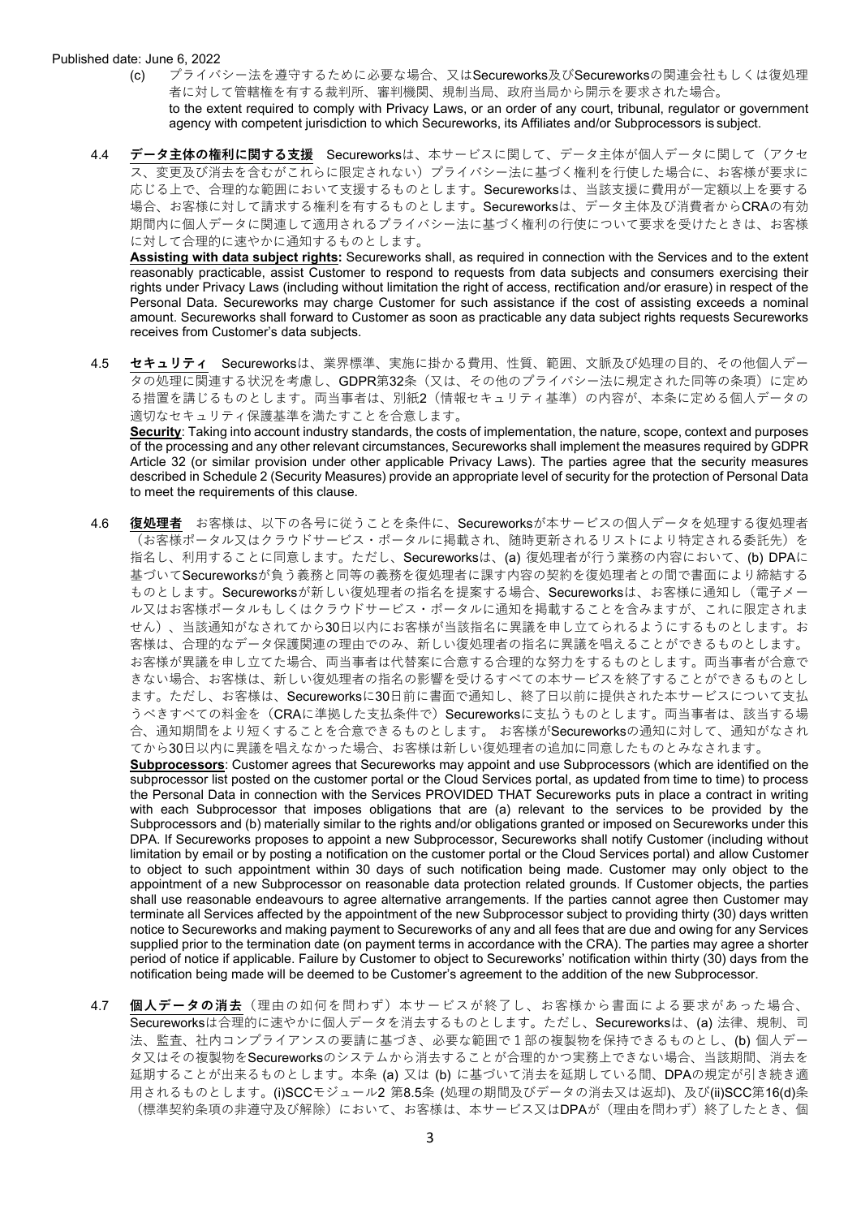(c) プライバシー法を遵守するために必要な場合、又はSecureworks及びSecureworksの関連会社もしくは復処理者に対して管轄権を有する裁判所、審判機関、規制当局、政府当局から開示を要求された場合。
to the extent required to comply with Privacy Laws, or an order of any court, tribunal, regulator or government agency with competent jurisdiction to which Secureworks, its Affiliates and/or Subprocessors is subject.

4.4 **データ主体の権利に関する支援** Secureworksは、本サービスに関して、データ主体が個人データに関して（アクセス、変更及び消去を含むがこれらに限定されない）プライバシー法に基づく権利を行使した場合に、お客様が要求に応じる上で、合理的な範囲において支援するものとします。Secureworksは、当該支援に費用が一定額以上を要する場合、お客様に対して請求する権利を有するものとします。Secureworksは、データ主体及び消費者からCRAの有効期間内に個人データに関連して適用されるプライバシー法に基づく権利の行使について要求を受けたときは、お客様に対して合理的に速やかに通知するものとします。
**Assisting with data subject rights:** Secureworks shall, as required in connection with the Services and to the extent reasonably practicable, assist Customer to respond to requests from data subjects and consumers exercising their rights under Privacy Laws (including without limitation the right of access, rectification and/or erasure) in respect of the Personal Data. Secureworks may charge Customer for such assistance if the cost of assisting exceeds a nominal amount. Secureworks shall forward to Customer as soon as practicable any data subject rights requests Secureworks receives from Customer's data subjects.

4.5 **セキュリティ** Secureworksは、業界標準、実施に掛かる費用、性質、範囲、文脈及び処理の目的、その他個人データの処理に関連する状況を考慮し、GDPR第32条（又は、その他のプライバシー法に規定された同等の条項）に定める措置を講じるものとします。両当事者は、別紙2（情報セキュリティ基準）の内容が、本条に定める個人データの適切なセキュリティ保護基準を満たすことを合意します。
**Security**: Taking into account industry standards, the costs of implementation, the nature, scope, context and purposes of the processing and any other relevant circumstances, Secureworks shall implement the measures required by GDPR Article 32 (or similar provision under other applicable Privacy Laws). The parties agree that the security measures described in Schedule 2 (Security Measures) provide an appropriate level of security for the protection of Personal Data to meet the requirements of this clause.

4.6 **復処理者** お客様は、以下の各号に従うことを条件に、Secureworksが本サービスの個人データを処理する復処理者（お客様ポータル又はクラウドサービス・ポータルに掲載され、随時更新されるリストにより特定される委託先）を指名し、利用することに同意します。ただし、Secureworksは、(a) 復処理者が行う業務の内容において、(b) DPAに基づいてSecureworksが負う義務と同等の義務を復処理者に課す内容の契約を復処理者との間で書面により締結するものとします。Secureworksが新しい復処理者の指名を提案する場合、Secureworksは、お客様に通知し（電子メール又はお客様ポータルもしくはクラウドサービス・ポータルに通知を掲載することを含みますが、これに限定されません）、当該通知がなされてから30日以内にお客様が当該指名に異議を申し立てられるようにするものとします。お客様は、合理的なデータ保護関連の理由でのみ、新しい復処理者の指名に異議を唱えることができるものとします。お客様が異議を申し立てた場合、両当事者は代替案に合意する合理的な努力をするものとします。両当事者が合意できない場合、お客様は、新しい復処理者の指名の影響を受けるすべての本サービスを終了することができるものとします。ただし、お客様は、Secureworksに30日前に書面で通知し、終了日以前に提供された本サービスについて支払うべきすべての料金を（CRAに準拠した支払条件で）Secureworksに支払うものとします。両当事者は、該当する場合、通知期間をより短くすることを合意できるものとします。 お客様がSecureworksの通知に対して、通知がなされてから30日以内に異議を唱えなかった場合、お客様は新しい復処理者の追加に同意したものとみなされます。
**Subprocessors**: Customer agrees that Secureworks may appoint and use Subprocessors (which are identified on the subprocessor list posted on the customer portal or the Cloud Services portal, as updated from time to time) to process the Personal Data in connection with the Services PROVIDED THAT Secureworks puts in place a contract in writing with each Subprocessor that imposes obligations that are (a) relevant to the services to be provided by the Subprocessors and (b) materially similar to the rights and/or obligations granted or imposed on Secureworks under this DPA. If Secureworks proposes to appoint a new Subprocessor, Secureworks shall notify Customer (including without limitation by email or by posting a notification on the customer portal or the Cloud Services portal) and allow Customer to object to such appointment within 30 days of such notification being made. Customer may only object to the appointment of a new Subprocessor on reasonable data protection related grounds. If Customer objects, the parties shall use reasonable endeavours to agree alternative arrangements. If the parties cannot agree then Customer may terminate all Services affected by the appointment of the new Subprocessor subject to providing thirty (30) days written notice to Secureworks and making payment to Secureworks of any and all fees that are due and owing for any Services supplied prior to the termination date (on payment terms in accordance with the CRA). The parties may agree a shorter period of notice if applicable. Failure by Customer to object to Secureworks' notification within thirty (30) days from the notification being made will be deemed to be Customer's agreement to the addition of the new Subprocessor.

4.7 **個人データの消去**（理由の如何を問わず）本サービスが終了し、お客様から書面による要求があった場合、Secureworksは合理的に速やかに個人データを消去するものとします。ただし、Secureworksは、(a) 法律、規制、司法、監査、社内コンプライアンスの要請に基づき、必要な範囲で１部の複製物を保持できるものとし、(b) 個人データ又はその複製物をSecureworksのシステムから消去することが合理的かつ実務上できない場合、当該期間、消去を延期することが出来るものとします。本条 (a) 又は (b) に基づいて消去を延期している間、DPAの規定が引き続き適用されるものとします。(i)SCCモジュール2 第8.5条 (処理の期間及びデータの消去又は返却)、及び(ii)SCC第16(d)条（標準契約条項の非遵守及び解除）において、お客様は、本サービス又はDPAが（理由を問わず）終了したとき、個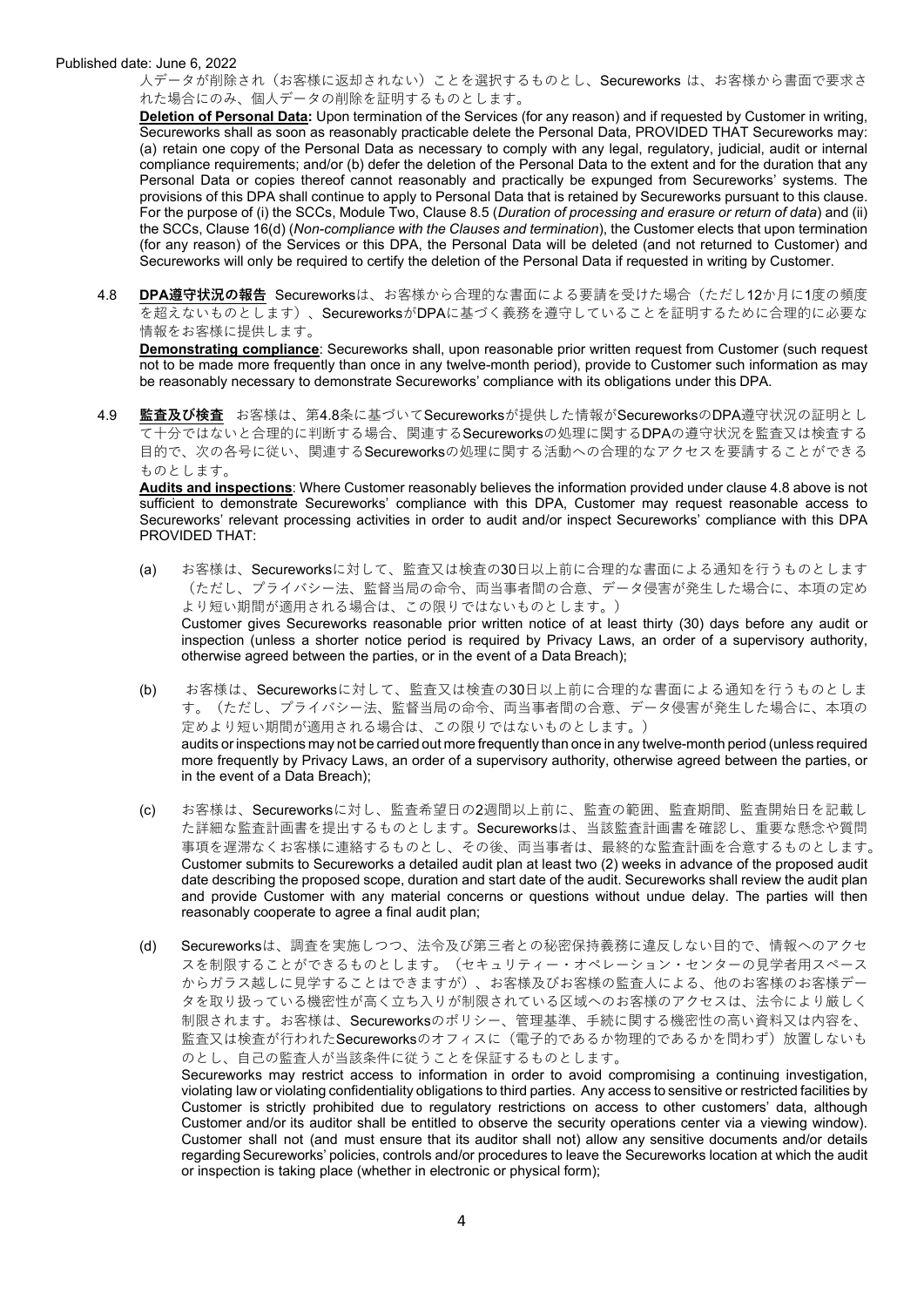Published date: June 6, 2022

人データが削除され（お客様に返却されない）ことを選択するものとし、Secureworks は、お客様から書面で要求された場合にのみ、個人データの削除を証明するものとします。

**Deletion of Personal Data:** Upon termination of the Services (for any reason) and if requested by Customer in writing, Secureworks shall as soon as reasonably practicable delete the Personal Data, PROVIDED THAT Secureworks may: (a) retain one copy of the Personal Data as necessary to comply with any legal, regulatory, judicial, audit or internal compliance requirements; and/or (b) defer the deletion of the Personal Data to the extent and for the duration that any Personal Data or copies thereof cannot reasonably and practically be expunged from Secureworks' systems. The provisions of this DPA shall continue to apply to Personal Data that is retained by Secureworks pursuant to this clause. For the purpose of (i) the SCCs, Module Two, Clause 8.5 (*Duration of processing and erasure or return of data*) and (ii) the SCCs, Clause 16(d) (*Non-compliance with the Clauses and termination*), the Customer elects that upon termination (for any reason) of the Services or this DPA, the Personal Data will be deleted (and not returned to Customer) and Secureworks will only be required to certify the deletion of the Personal Data if requested in writing by Customer.

4.8 **DPA遵守状況の報告** Secureworksは、お客様から合理的な書面による要請を受けた場合（ただし12か月に1度の頻度を超えないものとします）、SecureworksがDPAに基づく義務を遵守していることを証明するために合理的に必要な情報をお客様に提供します。

**Demonstrating compliance**: Secureworks shall, upon reasonable prior written request from Customer (such request not to be made more frequently than once in any twelve-month period), provide to Customer such information as may be reasonably necessary to demonstrate Secureworks' compliance with its obligations under this DPA.

4.9 **監査及び検査** お客様は、第4.8条に基づいてSecureworksが提供した情報がSecureworksのDPA遵守状況の証明として十分ではないと合理的に判断する場合、関連するSecureworksの処理に関するDPAの遵守状況を監査又は検査する目的で、次の各号に従い、関連するSecureworksの処理に関する活動への合理的なアクセスを要請することができるものとします。

**Audits and inspections**: Where Customer reasonably believes the information provided under clause 4.8 above is not sufficient to demonstrate Secureworks' compliance with this DPA, Customer may request reasonable access to Secureworks' relevant processing activities in order to audit and/or inspect Secureworks' compliance with this DPA PROVIDED THAT:

(a) お客様は、Secureworksに対して、監査又は検査の30日以上前に合理的な書面による通知を行うものとします（ただし、プライバシー法、監督当局の命令、両当事者間の合意、データ侵害が発生した場合に、本項の定めより短い期間が適用される場合は、この限りではないものとします。）
Customer gives Secureworks reasonable prior written notice of at least thirty (30) days before any audit or inspection (unless a shorter notice period is required by Privacy Laws, an order of a supervisory authority, otherwise agreed between the parties, or in the event of a Data Breach);

(b) お客様は、Secureworksに対して、監査又は検査の30日以上前に合理的な書面による通知を行うものとします。（ただし、プライバシー法、監督当局の命令、両当事者間の合意、データ侵害が発生した場合に、本項の定めより短い期間が適用される場合は、この限りではないものとします。）
audits or inspections may not be carried out more frequently than once in any twelve-month period (unless required more frequently by Privacy Laws, an order of a supervisory authority, otherwise agreed between the parties, or in the event of a Data Breach);

(c) お客様は、Secureworksに対し、監査希望日の2週間以上前に、監査の範囲、監査期間、監査開始日を記載した詳細な監査計画書を提出するものとします。Secureworksは、当該監査計画書を確認し、重要な懸念や質問事項を遅滞なくお客様に連絡するものとし、その後、両当事者は、最終的な監査計画を合意するものとします。
Customer submits to Secureworks a detailed audit plan at least two (2) weeks in advance of the proposed audit date describing the proposed scope, duration and start date of the audit. Secureworks shall review the audit plan and provide Customer with any material concerns or questions without undue delay. The parties will then reasonably cooperate to agree a final audit plan;

(d) Secureworksは、調査を実施しつつ、法令及び第三者との秘密保持義務に違反しない目的で、情報へのアクセスを制限することができるものとします。（セキュリティー・オペレーション・センターの見学者用スペースからガラス越しに見学することはできますが）、お客様及びお客様の監査人による、他のお客様のお客様データを取り扱っている機密性が高く立ち入りが制限されている区域へのお客様のアクセスは、法令により厳しく制限されます。お客様は、Secureworksのポリシー、管理基準、手続に関する機密性の高い資料又は内容を、監査又は検査が行われたSecureworksのオフィスに（電子的であるか物理的であるかを問わず）放置しないものとし、自己の監査人が当該条件に従うことを保証するものとします。
Secureworks may restrict access to information in order to avoid compromising a continuing investigation, violating law or violating confidentiality obligations to third parties. Any access to sensitive or restricted facilities by Customer is strictly prohibited due to regulatory restrictions on access to other customers' data, although Customer and/or its auditor shall be entitled to observe the security operations center via a viewing window). Customer shall not (and must ensure that its auditor shall not) allow any sensitive documents and/or details regarding Secureworks' policies, controls and/or procedures to leave the Secureworks location at which the audit or inspection is taking place (whether in electronic or physical form);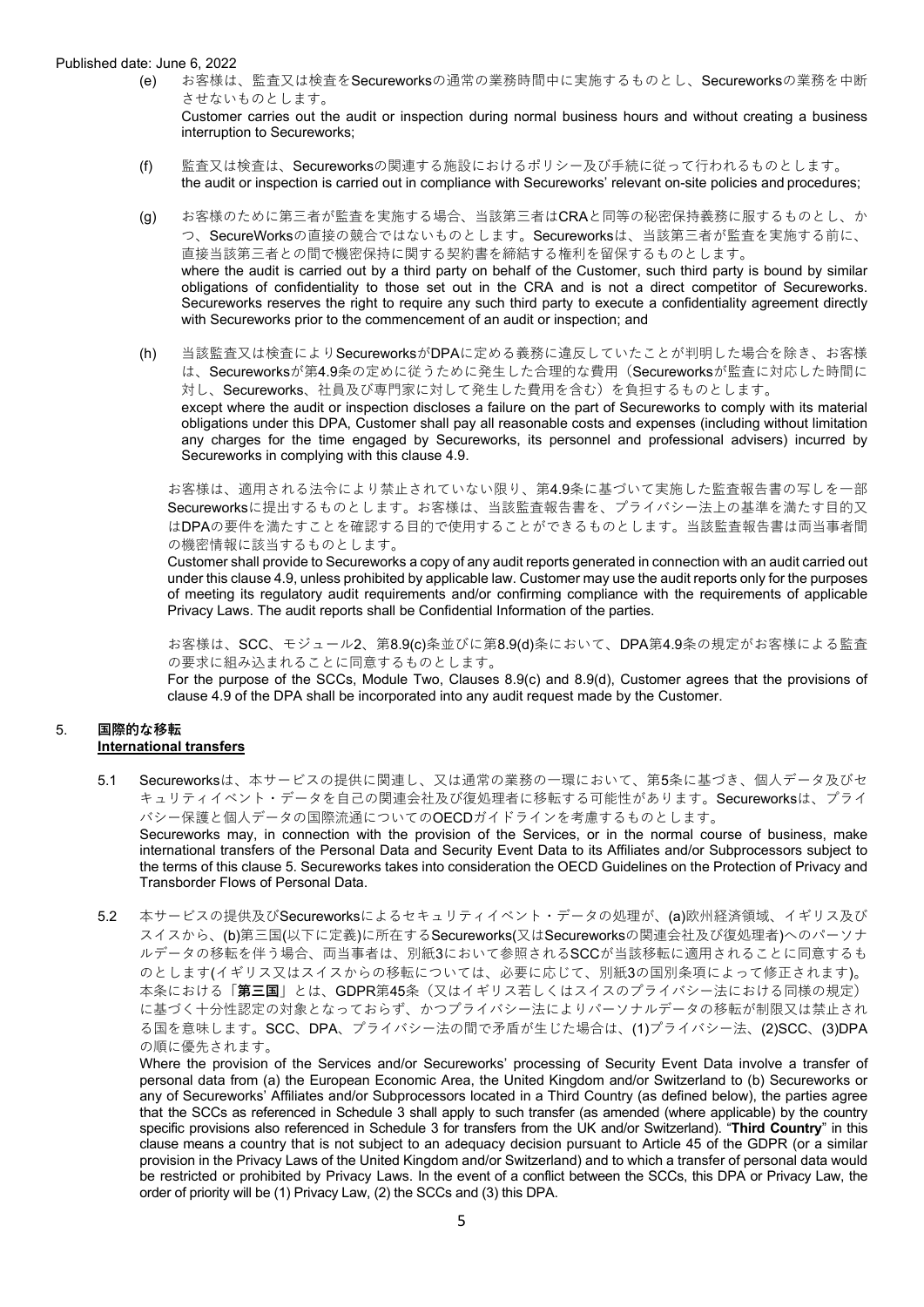(e) お客様は、監査又は検査をSecureworksの通常の業務時間中に実施するものとし、Secureworksの業務を中断させないものとします。
Customer carries out the audit or inspection during normal business hours and without creating a business interruption to Secureworks;

(f) 監査又は検査は、Secureworksの関連する施設におけるポリシー及び手続に従って行われるものとします。
the audit or inspection is carried out in compliance with Secureworks' relevant on-site policies and procedures;

(g) お客様のために第三者が監査を実施する場合、当該第三者はCRAと同等の秘密保持義務に服するものとし、かつ、SecureWorksの直接の競合ではないものとします。Secureworksは、当該第三者が監査を実施する前に、直接当該第三者との間で機密保持に関する契約書を締結する権利を留保するものとします。
where the audit is carried out by a third party on behalf of the Customer, such third party is bound by similar obligations of confidentiality to those set out in the CRA and is not a direct competitor of Secureworks. Secureworks reserves the right to require any such third party to execute a confidentiality agreement directly with Secureworks prior to the commencement of an audit or inspection; and

(h) 当該監査又は検査によりSecureworksがDPAに定める義務に違反していたことが判明した場合を除き、お客様は、Secureworksが第4.9条の定めに従うために発生した合理的な費用（Secureworksが監査に対応した時間に対し、Secureworks、社員及び専門家に対して発生した費用を含む）を負担するものとします。
except where the audit or inspection discloses a failure on the part of Secureworks to comply with its material obligations under this DPA, Customer shall pay all reasonable costs and expenses (including without limitation any charges for the time engaged by Secureworks, its personnel and professional advisers) incurred by Secureworks in complying with this clause 4.9.

お客様は、適用される法令により禁止されていない限り、第4.9条に基づいて実施した監査報告書の写しを一部Secureworksに提出するものとします。お客様は、当該監査報告書を、プライバシー法上の基準を満たす目的又はDPAの要件を満たすことを確認する目的で使用することができるものとします。当該監査報告書は両当事者間の機密情報に該当するものとします。
Customer shall provide to Secureworks a copy of any audit reports generated in connection with an audit carried out under this clause 4.9, unless prohibited by applicable law. Customer may use the audit reports only for the purposes of meeting its regulatory audit requirements and/or confirming compliance with the requirements of applicable Privacy Laws. The audit reports shall be Confidential Information of the parties.

お客様は、SCC、モジュール2、第8.9(c)条並びに第8.9(d)条において、DPA第4.9条の規定がお客様による監査の要求に組み込まれることに同意するものとします。
For the purpose of the SCCs, Module Two, Clauses 8.9(c) and 8.9(d), Customer agrees that the provisions of clause 4.9 of the DPA shall be incorporated into any audit request made by the Customer.

## 5. 国際的な移転 <u>International transfers</u>

5.1 Secureworksは、本サービスの提供に関連し、又は通常の業務の一環において、第5条に基づき、個人データ及びセキュリティイベント・データを自己の関連会社及び復処理者に移転する可能性があります。Secureworksは、プライバシー保護と個人データの国際流通についてのOECDガイドラインを考慮するものとします。
Secureworks may, in connection with the provision of the Services, or in the normal course of business, make international transfers of the Personal Data and Security Event Data to its Affiliates and/or Subprocessors subject to the terms of this clause 5. Secureworks takes into consideration the OECD Guidelines on the Protection of Privacy and Transborder Flows of Personal Data.

5.2 本サービスの提供及びSecureworksによるセキュリティイベント・データの処理が、(a)欧州経済領域、イギリス及びスイスから、(b)第三国(以下に定義)に所在するSecureworks(又はSecureworksの関連会社及び復処理者)へのパーソナルデータの移転を伴う場合、両当事者は、別紙3において参照されるSCCが当該移転に適用されることに同意するものとします(イギリス又はスイスからの移転については、必要に応じて、別紙3の国別条項によって修正されます)。本条における「**第三国**」とは、GDPR第45条（又はイギリス若しくはスイスのプライバシー法における同様の規定）に基づく十分性認定の対象となっておらず、かつプライバシー法によりパーソナルデータの移転が制限又は禁止される国を意味します。SCC、DPA、プライバシー法の間で矛盾が生じた場合は、(1)プライバシー法、(2)SCC、(3)DPAの順に優先されます。
Where the provision of the Services and/or Secureworks' processing of Security Event Data involve a transfer of personal data from (a) the European Economic Area, the United Kingdom and/or Switzerland to (b) Secureworks or any of Secureworks' Affiliates and/or Subprocessors located in a Third Country (as defined below), the parties agree that the SCCs as referenced in Schedule 3 shall apply to such transfer (as amended (where applicable) by the country specific provisions also referenced in Schedule 3 for transfers from the UK and/or Switzerland). "**Third Country**" in this clause means a country that is not subject to an adequacy decision pursuant to Article 45 of the GDPR (or a similar provision in the Privacy Laws of the United Kingdom and/or Switzerland) and to which a transfer of personal data would be restricted or prohibited by Privacy Laws. In the event of a conflict between the SCCs, this DPA or Privacy Law, the order of priority will be (1) Privacy Law, (2) the SCCs and (3) this DPA.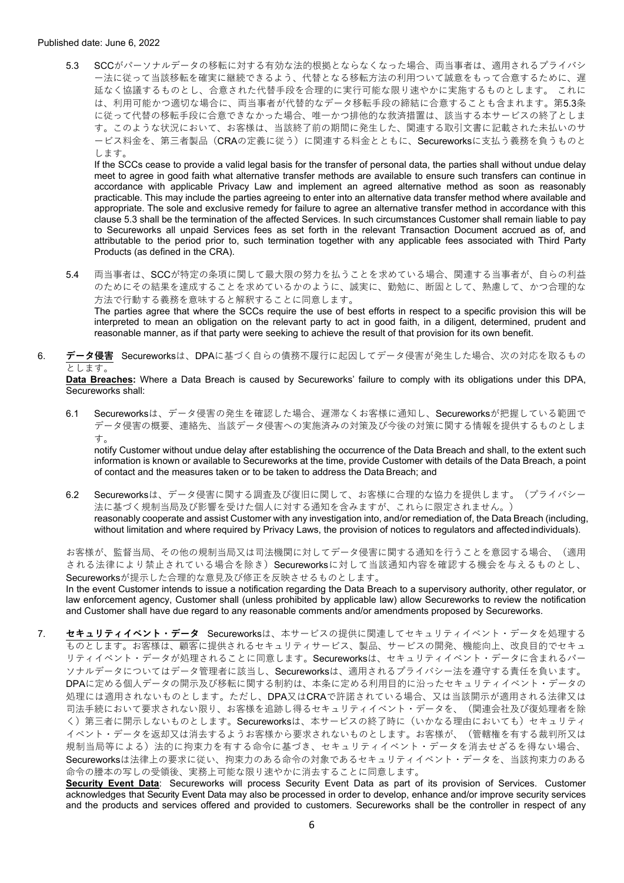Published date: June 6, 2022

5.3 SCCがパーソナルデータの移転に対する有効な法的根拠とならなくなった場合、両当事者は、適用されるプライバシー法に従って当該移転を確実に継続できるよう、代替となる移転方法の利用ついて誠意をもって合意するために、遅延なく協議するものとし、合意された代替手段を合理的に実行可能な限り速やかに実施するものとします。 これには、利用可能かつ適切な場合に、両当事者が代替的なデータ移転手段の締結に合意することも含まれます。第5.3条に従って代替の移転手段に合意できなかった場合、唯一かつ排他的な救済措置は、該当する本サービスの終了とします。このような状況において、お客様は、当該終了前の期間に発生した、関連する取引文書に記載された未払いのサービス料金を、第三者製品（CRAの定義に従う）に関連する料金とともに、Secureworksに支払う義務を負うものとします。

If the SCCs cease to provide a valid legal basis for the transfer of personal data, the parties shall without undue delay meet to agree in good faith what alternative transfer methods are available to ensure such transfers can continue in accordance with applicable Privacy Law and implement an agreed alternative method as soon as reasonably practicable. This may include the parties agreeing to enter into an alternative data transfer method where available and appropriate. The sole and exclusive remedy for failure to agree an alternative transfer method in accordance with this clause 5.3 shall be the termination of the affected Services. In such circumstances Customer shall remain liable to pay to Secureworks all unpaid Services fees as set forth in the relevant Transaction Document accrued as of, and attributable to the period prior to, such termination together with any applicable fees associated with Third Party Products (as defined in the CRA).

5.4 両当事者は、SCCが特定の条項に関して最大限の努力を払うことを求めている場合、関連する当事者が、自らの利益のためにその結果を達成することを求めているかのように、誠実に、勤勉に、断固として、熟慮して、かつ合理的な方法で行動する義務を意味すると解釈することに同意します。

The parties agree that where the SCCs require the use of best efforts in respect to a specific provision this will be interpreted to mean an obligation on the relevant party to act in good faith, in a diligent, determined, prudent and reasonable manner, as if that party were seeking to achieve the result of that provision for its own benefit.

6. **データ侵害** Secureworksは、DPAに基づく自らの債務不履行に起因してデータ侵害が発生した場合、次の対応を取るものとします。

**Data Breaches:** Where a Data Breach is caused by Secureworks' failure to comply with its obligations under this DPA, Secureworks shall:

6.1 Secureworksは、データ侵害の発生を確認した場合、遅滞なくお客様に通知し、Secureworksが把握している範囲でデータ侵害の概要、連絡先、当該データ侵害への実施済みの対策及び今後の対策に関する情報を提供するものとします。

notify Customer without undue delay after establishing the occurrence of the Data Breach and shall, to the extent such information is known or available to Secureworks at the time, provide Customer with details of the Data Breach, a point of contact and the measures taken or to be taken to address the Data Breach; and

6.2 Secureworksは、データ侵害に関する調査及び復旧に関して、お客様に合理的な協力を提供します。（プライバシー法に基づく規制当局及び影響を受けた個人に対する通知を含みますが、これらに限定されません。）

reasonably cooperate and assist Customer with any investigation into, and/or remediation of, the Data Breach (including, without limitation and where required by Privacy Laws, the provision of notices to regulators and affected individuals).

お客様が、監督当局、その他の規制当局又は司法機関に対してデータ侵害に関する通知を行うことを意図する場合、（適用される法律により禁止されている場合を除き）Secureworksに対して当該通知内容を確認する機会を与えるものとし、Secureworksが提示した合理的な意見及び修正を反映させるものとします。

In the event Customer intends to issue a notification regarding the Data Breach to a supervisory authority, other regulator, or law enforcement agency, Customer shall (unless prohibited by applicable law) allow Secureworks to review the notification and Customer shall have due regard to any reasonable comments and/or amendments proposed by Secureworks.

7. **セキュリティイベント・データ** Secureworksは、本サービスの提供に関連してセキュリティイベント・データを処理するものとします。お客様は、顧客に提供されるセキュリティサービス、製品、サービスの開発、機能向上、改良目的でセキュリティイベント・データが処理されることに同意します。Secureworksは、セキュリティイベント・データに含まれるパーソナルデータについてはデータ管理者に該当し、Secureworksは、適用されるプライバシー法を遵守する責任を負います。DPAに定める個人データの開示及び移転に関する制約は、本条に定める利用目的に沿ったセキュリティイベント・データの処理には適用されないものとします。ただし、DPA又はCRAで許諾されている場合、又は当該開示が適用される法律又は司法手続において要求されない限り、お客様を追跡し得るセキュリティイベント・データを、（関連会社及び復処理者を除く）第三者に開示しないものとします。Secureworksは、本サービスの終了時に（いかなる理由においても）セキュリティイベント・データを返却又は消去するようお客様から要求されないものとします。お客様が、（管轄権を有する裁判所又は規制当局等による）法的に拘束力を有する命令に基づき、セキュリティイベント・データを消去せざるを得ない場合、Secureworksは法律上の要求に従い、拘束力のある命令の対象であるセキュリティイベント・データを、当該拘束力のある命令の謄本の写しの受領後、実務上可能な限り速やかに消去することに同意します。

**Security Event Data**: Secureworks will process Security Event Data as part of its provision of Services. Customer acknowledges that Security Event Data may also be processed in order to develop, enhance and/or improve security services and the products and services offered and provided to customers. Secureworks shall be the controller in respect of any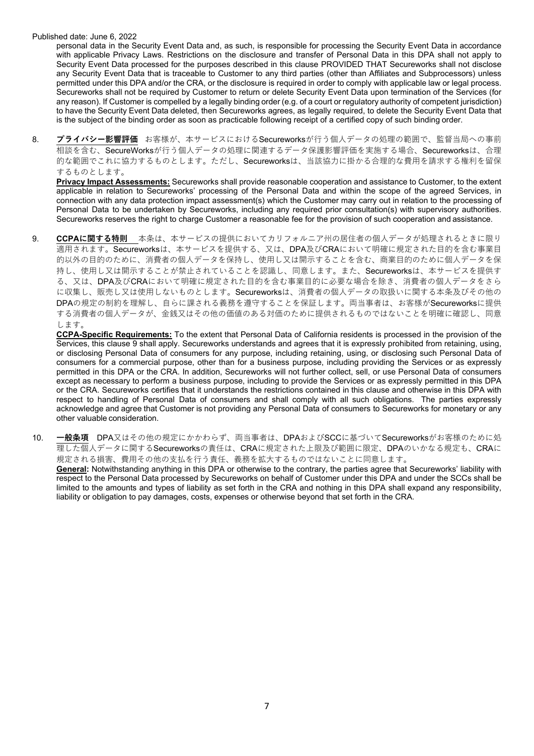Published date: June 6, 2022

personal data in the Security Event Data and, as such, is responsible for processing the Security Event Data in accordance with applicable Privacy Laws. Restrictions on the disclosure and transfer of Personal Data in this DPA shall not apply to Security Event Data processed for the purposes described in this clause PROVIDED THAT Secureworks shall not disclose any Security Event Data that is traceable to Customer to any third parties (other than Affiliates and Subprocessors) unless permitted under this DPA and/or the CRA, or the disclosure is required in order to comply with applicable law or legal process. Secureworks shall not be required by Customer to return or delete Security Event Data upon termination of the Services (for any reason). If Customer is compelled by a legally binding order (e.g. of a court or regulatory authority of competent jurisdiction) to have the Security Event Data deleted, then Secureworks agrees, as legally required, to delete the Security Event Data that is the subject of the binding order as soon as practicable following receipt of a certified copy of such binding order.

8. **プライバシー影響評価**　お客様が、本サービスにおけるSecureworksが行う個人データの処理の範囲で、監督当局への事前相談を含む、SecureWorksが行う個人データの処理に関連するデータ保護影響評価を実施する場合、Secureworksは、合理的な範囲でこれに協力するものとします。ただし、Secureworksは、当該協力に掛かる合理的な費用を請求する権利を留保するものとします。

   **Privacy Impact Assessments:** Secureworks shall provide reasonable cooperation and assistance to Customer, to the extent applicable in relation to Secureworks' processing of the Personal Data and within the scope of the agreed Services, in connection with any data protection impact assessment(s) which the Customer may carry out in relation to the processing of Personal Data to be undertaken by Secureworks, including any required prior consultation(s) with supervisory authorities. Secureworks reserves the right to charge Customer a reasonable fee for the provision of such cooperation and assistance.

9. **CCPAに関する特則**　本条は、本サービスの提供においてカリフォルニア州の居住者の個人データが処理されるときに限り適用されます。Secureworksは、本サービスを提供する、又は、DPA及びCRAにおいて明確に規定された目的を含む事業目的以外の目的のために、消費者の個人データを保持し、使用し又は開示することを含む、商業目的のために個人データを保持し、使用し又は開示することが禁止されていることを認識し、同意します。また、Secureworksは、本サービスを提供する、又は、DPA及びCRAにおいて明確に規定された目的を含む事業目的に必要な場合を除き、消費者の個人データをさらに収集し、販売し又は使用しないものとします。Secureworksは、消費者の個人データの取扱いに関する本条及びその他のDPAの規定の制約を理解し、自らに課される義務を遵守することを保証します。両当事者は、お客様がSecureworksに提供する消費者の個人データが、金銭又はその他の価値のある対価のために提供されるものではないことを明確に確認し、同意します。

   **CCPA-Specific Requirements:** To the extent that Personal Data of California residents is processed in the provision of the Services, this clause 9 shall apply. Secureworks understands and agrees that it is expressly prohibited from retaining, using, or disclosing Personal Data of consumers for any purpose, including retaining, using, or disclosing such Personal Data of consumers for a commercial purpose, other than for a business purpose, including providing the Services or as expressly permitted in this DPA or the CRA. In addition, Secureworks will not further collect, sell, or use Personal Data of consumers except as necessary to perform a business purpose, including to provide the Services or as expressly permitted in this DPA or the CRA. Secureworks certifies that it understands the restrictions contained in this clause and otherwise in this DPA with respect to handling of Personal Data of consumers and shall comply with all such obligations. The parties expressly acknowledge and agree that Customer is not providing any Personal Data of consumers to Secureworks for monetary or any other valuable consideration.

10. **一般条項**　DPA又はその他の規定にかかわらず、両当事者は、DPAおよびSCCに基づいてSecureworksがお客様のために処理した個人データに関するSecureworksの責任は、CRAに規定された上限及び範囲に限定、DPAのいかなる規定も、CRAに規定される損害、費用その他の支払を行う責任、義務を拡大するものではないことに同意します。

    **General:** Notwithstanding anything in this DPA or otherwise to the contrary, the parties agree that Secureworks' liability with respect to the Personal Data processed by Secureworks on behalf of Customer under this DPA and under the SCCs shall be limited to the amounts and types of liability as set forth in the CRA and nothing in this DPA shall expand any responsibility, liability or obligation to pay damages, costs, expenses or otherwise beyond that set forth in the CRA.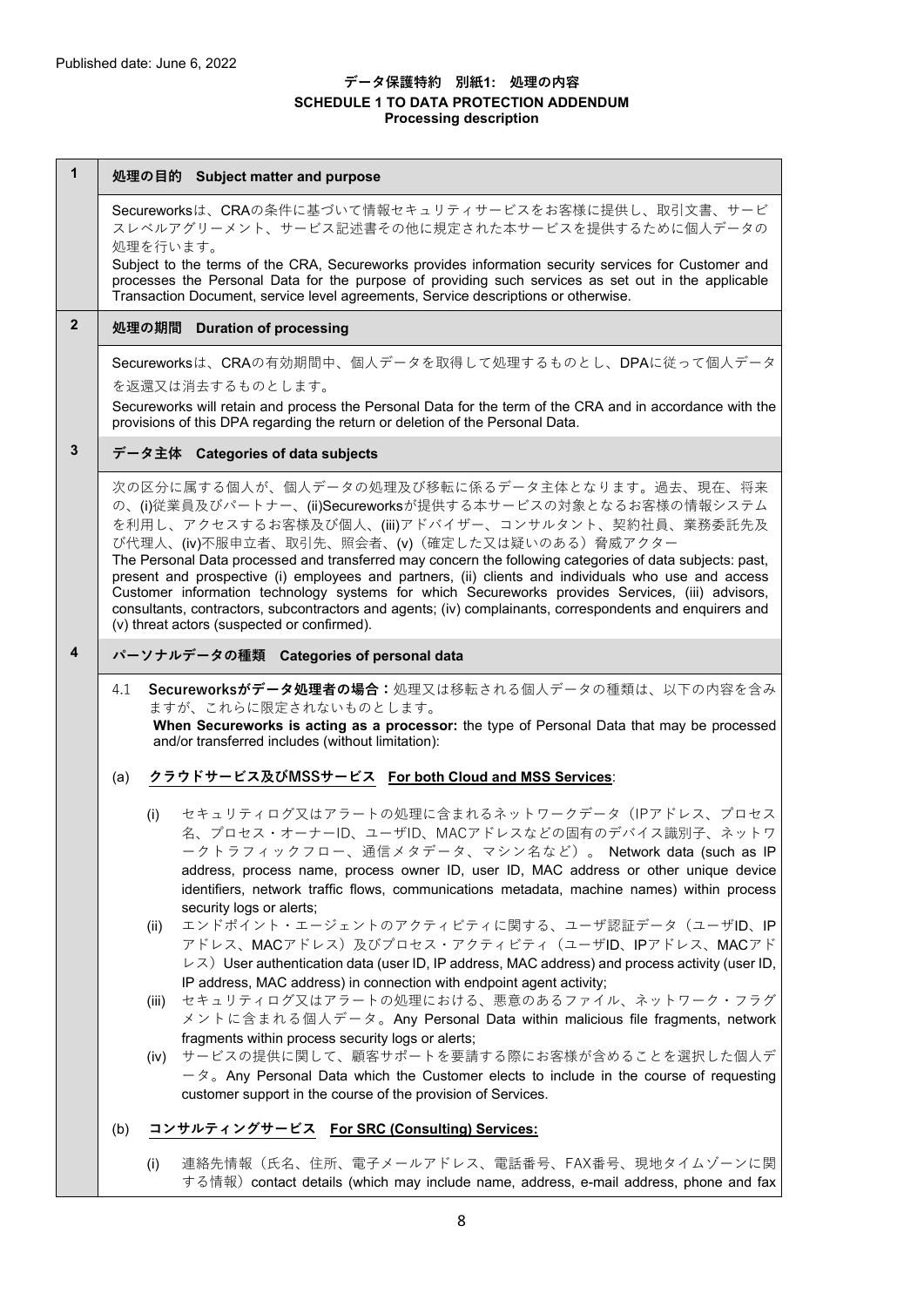Published date: June 6, 2022

# データ保護特約　別紙1:　処理の内容
## SCHEDULE 1 TO DATA PROTECTION ADDENDUM
### Processing description

## 1　処理の目的　Subject matter and purpose

Secureworksは、CRAの条件に基づいて情報セキュリティサービスをお客様に提供し、取引文書、サービスレベルアグリーメント、サービス記述書その他に規定された本サービスを提供するために個人データの処理を行います。

Subject to the terms of the CRA, Secureworks provides information security services for Customer and processes the Personal Data for the purpose of providing such services as set out in the applicable Transaction Document, service level agreements, Service descriptions or otherwise.

## 2　処理の期間　Duration of processing

Secureworksは、CRAの有効期間中、個人データを取得して処理するものとし、DPAに従って個人データを返還又は消去するものとします。

Secureworks will retain and process the Personal Data for the term of the CRA and in accordance with the provisions of this DPA regarding the return or deletion of the Personal Data.

## 3　データ主体　Categories of data subjects

次の区分に属する個人が、個人データの処理及び移転に係るデータ主体となります。過去、現在、将来の、(i)従業員及びパートナー、(ii)Secureworksが提供する本サービスの対象となるお客様の情報システムを利用し、アクセスするお客様及び個人、(iii)アドバイザー、コンサルタント、契約社員、業務委託先及び代理人、(iv)不服申立者、取引先、照会者、(v)（確定した又は疑いのある）脅威アクター

The Personal Data processed and transferred may concern the following categories of data subjects: past, present and prospective (i) employees and partners, (ii) clients and individuals who use and access Customer information technology systems for which Secureworks provides Services, (iii) advisors, consultants, contractors, subcontractors and agents; (iv) complainants, correspondents and enquirers and (v) threat actors (suspected or confirmed).

## 4　パーソナルデータの種類　Categories of personal data

4.1　**Secureworksがデータ処理者の場合：**処理又は移転される個人データの種類は、以下の内容を含みますが、これらに限定されないものとします。
**When Secureworks is acting as a processor:** the type of Personal Data that may be processed and/or transferred includes (without limitation):

(a)　**クラウドサービス及びMSSサービス　For both Cloud and MSS Services**:

(i)　セキュリティログ又はアラートの処理に含まれるネットワークデータ（IPアドレス、プロセス名、プロセス・オーナーID、ユーザID、MACアドレスなどの固有のデバイス識別子、ネットワークトラフィックフロー、通信メタデータ、マシン名など）。 Network data (such as IP address, process name, process owner ID, user ID, MAC address or other unique device identifiers, network traffic flows, communications metadata, machine names) within process security logs or alerts;

(ii)　エンドポイント・エージェントのアクティビティに関する、ユーザ認証データ（ユーザID、IPアドレス、MACアドレス）及びプロセス・アクティビティ（ユーザID、IPアドレス、MACアドレス）User authentication data (user ID, IP address, MAC address) and process activity (user ID, IP address, MAC address) in connection with endpoint agent activity;

(iii)　セキュリティログ又はアラートの処理における、悪意のあるファイル、ネットワーク・フラグメントに含まれる個人データ。Any Personal Data within malicious file fragments, network fragments within process security logs or alerts;

(iv)　サービスの提供に関して、顧客サポートを要請する際にお客様が含めることを選択した個人データ。Any Personal Data which the Customer elects to include in the course of requesting customer support in the course of the provision of Services.

(b)　**コンサルティングサービス　For SRC (Consulting) Services:**

(i)　連絡先情報（氏名、住所、電子メールアドレス、電話番号、FAX番号、現地タイムゾーンに関する情報）contact details (which may include name, address, e-mail address, phone and fax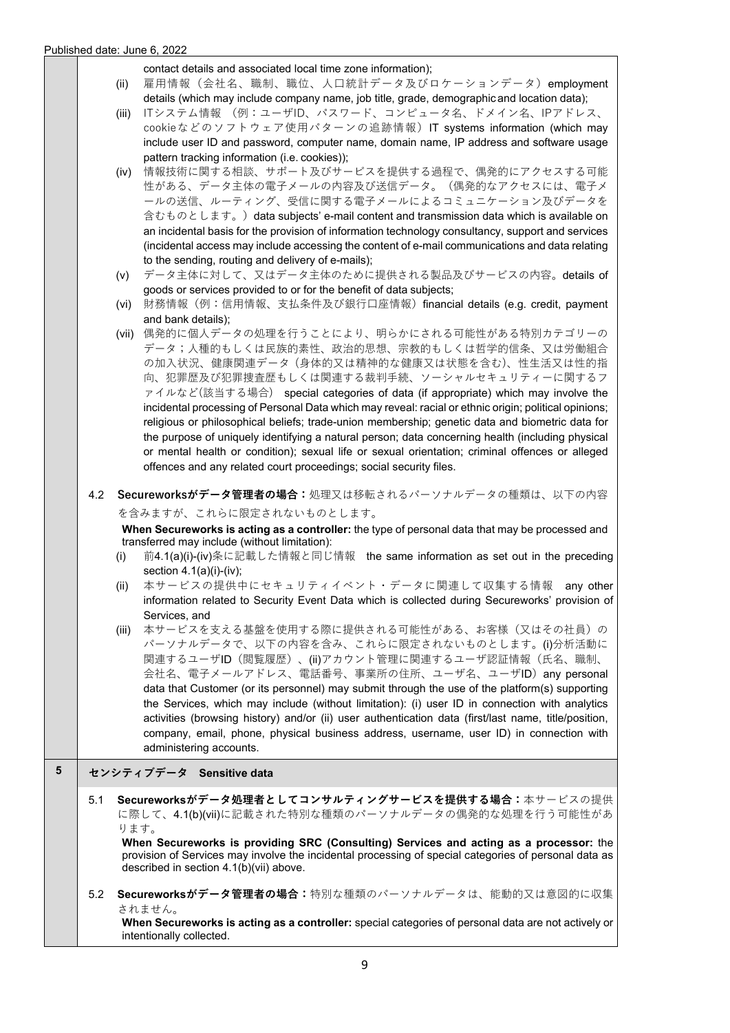contact details and associated local time zone information);

(ii) 雇用情報（会社名、職制、職位、人口統計データ及びロケーションデータ）employment details (which may include company name, job title, grade, demographic and location data);

(iii) ITシステム情報 （例：ユーザID、パスワード、コンピュータ名、ドメイン名、IPアドレス、cookieなどのソフトウェア使用パターンの追跡情報）IT systems information (which may include user ID and password, computer name, domain name, IP address and software usage pattern tracking information (i.e. cookies));

(iv) 情報技術に関する相談、サポート及びサービスを提供する過程で、偶発的にアクセスする可能性がある、データ主体の電子メールの内容及び送信データ。（偶発的なアクセスには、電子メールの送信、ルーティング、受信に関する電子メールによるコミュニケーション及びデータを含むものとします。）data subjects' e-mail content and transmission data which is available on an incidental basis for the provision of information technology consultancy, support and services (incidental access may include accessing the content of e-mail communications and data relating to the sending, routing and delivery of e-mails);

(v) データ主体に対して、又はデータ主体のために提供される製品及びサービスの内容。details of goods or services provided to or for the benefit of data subjects;

(vi) 財務情報（例：信用情報、支払条件及び銀行口座情報）financial details (e.g. credit, payment and bank details);

(vii) 偶発的に個人データの処理を行うことにより、明らかにされる可能性がある特別カテゴリーのデータ；人種的もしくは民族的素性、政治的思想、宗教的もしくは哲学的信条、又は労働組合の加入状況、健康関連データ（身体的又は精神的な健康又は状態を含む)、性生活又は性的指向、犯罪歴及び犯罪捜査歴もしくは関連する裁判手続、ソーシャルセキュリティーに関するファイルなど(該当する場合） special categories of data (if appropriate) which may involve the incidental processing of Personal Data which may reveal: racial or ethnic origin; political opinions; religious or philosophical beliefs; trade-union membership; genetic data and biometric data for the purpose of uniquely identifying a natural person; data concerning health (including physical or mental health or condition); sexual life or sexual orientation; criminal offences or alleged offences and any related court proceedings; social security files.

4.2 **Secureworksがデータ管理者の場合：**処理又は移転されるパーソナルデータの種類は、以下の内容を含みますが、これらに限定されないものとします。

**When Secureworks is acting as a controller:** the type of personal data that may be processed and transferred may include (without limitation):

(i) 前4.1(a)(i)-(iv)条に記載した情報と同じ情報 the same information as set out in the preceding section 4.1(a)(i)-(iv);

(ii) 本サービスの提供中にセキュリティイベント・データに関連して収集する情報 any other information related to Security Event Data which is collected during Secureworks' provision of Services, and

(iii) 本サービスを支える基盤を使用する際に提供される可能性がある、お客様（又はその社員）のパーソナルデータで、以下の内容を含み、これらに限定されないものとします。(i)分析活動に関連するユーザID（閲覧履歴）、(ii)アカウント管理に関連するユーザ認証情報（氏名、職制、会社名、電子メールアドレス、電話番号、事業所の住所、ユーザ名、ユーザID）any personal data that Customer (or its personnel) may submit through the use of the platform(s) supporting the Services, which may include (without limitation): (i) user ID in connection with analytics activities (browsing history) and/or (ii) user authentication data (first/last name, title/position, company, email, phone, physical business address, username, user ID) in connection with administering accounts.

## 5 センシティブデータ Sensitive data

5.1 **Secureworksがデータ処理者としてコンサルティングサービスを提供する場合：**本サービスの提供に際して、4.1(b)(vii)に記載された特別な種類のパーソナルデータの偶発的な処理を行う可能性があります。

**When Secureworks is providing SRC (Consulting) Services and acting as a processor:** the provision of Services may involve the incidental processing of special categories of personal data as described in section 4.1(b)(vii) above.

5.2 **Secureworksがデータ管理者の場合：**特別な種類のパーソナルデータは、能動的又は意図的に収集されません。

**When Secureworks is acting as a controller:** special categories of personal data are not actively or intentionally collected.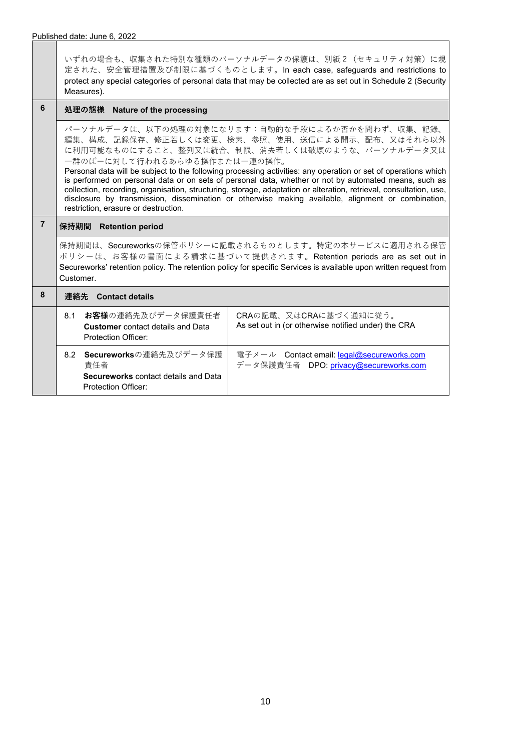Published date: June 6, 2022

| | | |
|---|---|---|
| | いずれの場合も、収集された特別な種類のパーソナルデータの保護は、別紙２（セキュリティ対策）に規定された、安全管理措置及び制限に基づくものとします。In each case, safeguards and restrictions to protect any special categories of personal data that may be collected are as set out in Schedule 2 (Security Measures). | |
| **6** | **処理の態様　Nature of the processing** | |
| | パーソナルデータは、以下の処理の対象になります：自動的な手段によるか否かを問わず、収集、記録、編集、構成、記録保存、修正若しくは変更、検索、参照、使用、送信による開示、配布、又はそれら以外に利用可能なものにすること、整列又は統合、制限、消去若しくは破壊のような、パーソナルデータ又は一群のぱーに対して行われるあらゆる操作または一連の操作。<br>Personal data will be subject to the following processing activities: any operation or set of operations which is performed on personal data or on sets of personal data, whether or not by automated means, such as collection, recording, organisation, structuring, storage, adaptation or alteration, retrieval, consultation, use, disclosure by transmission, dissemination or otherwise making available, alignment or combination, restriction, erasure or destruction. | |
| **7** | **保持期間　Retention period** | |
| | 保持期間は、Secureworksの保管ポリシーに記載されるものとします。特定の本サービスに適用される保管ポリシーは、お客様の書面による請求に基づいて提供されます。Retention periods are as set out in Secureworks' retention policy. The retention policy for specific Services is available upon written request from Customer. | |
| **8** | **連絡先　Contact details** | |
| | 8.1　**お客様**の連絡先及びデータ保護責任者<br>**Customer** contact details and Data Protection Officer: | CRAの記載、又はCRAに基づく通知に従う。<br>As set out in (or otherwise notified under) the CRA |
| | 8.2　**Secureworks**の連絡先及びデータ保護責任者<br>**Secureworks** contact details and Data Protection Officer: | 電子メール　Contact email: legal@secureworks.com<br>データ保護責任者　DPO: privacy@secureworks.com |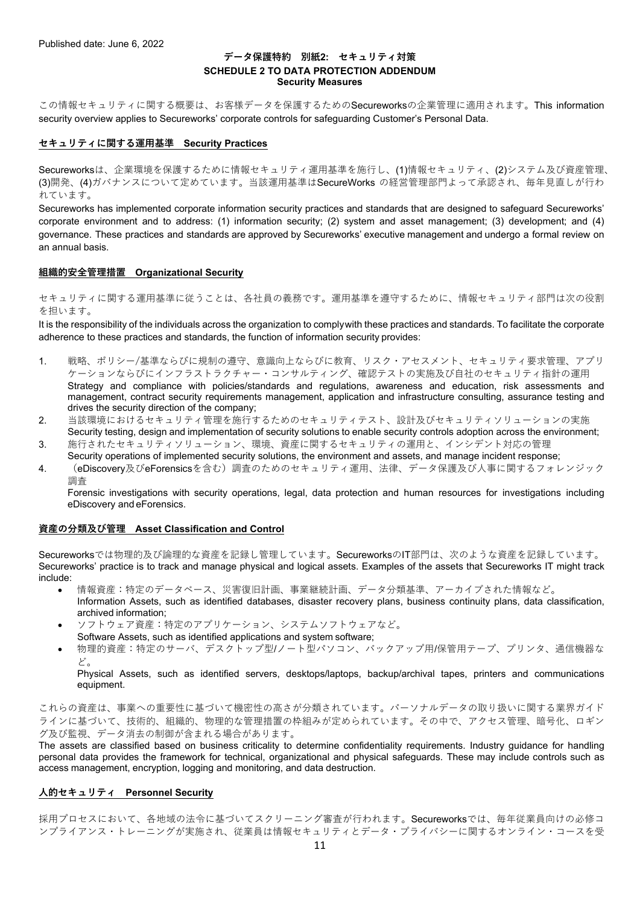Published date: June 6, 2022

# データ保護特約　別紙2:　セキュリティ対策
# SCHEDULE 2 TO DATA PROTECTION ADDENDUM
## Security Measures

この情報セキュリティに関する概要は、お客様データを保護するためのSecureworksの企業管理に適用されます。This information security overview applies to Secureworks' corporate controls for safeguarding Customer's Personal Data.

### セキュリティに関する運用基準　Security Practices

Secureworksは、企業環境を保護するために情報セキュリティ運用基準を施行し、(1)情報セキュリティ、(2)システム及び資産管理、(3)開発、(4)ガバナンスについて定めています。当該運用基準はSecureWorks の経営管理部門よって承認され、毎年見直しが行われています。

Secureworks has implemented corporate information security practices and standards that are designed to safeguard Secureworks' corporate environment and to address: (1) information security; (2) system and asset management; (3) development; and (4) governance. These practices and standards are approved by Secureworks' executive management and undergo a formal review on an annual basis.

### 組織的安全管理措置　Organizational Security

セキュリティに関する運用基準に従うことは、各社員の義務です。運用基準を遵守するために、情報セキュリティ部門は次の役割を担います。

It is the responsibility of the individuals across the organization to comply with these practices and standards. To facilitate the corporate adherence to these practices and standards, the function of information security provides:

1. 戦略、ポリシー/基準ならびに規制の遵守、意識向上ならびに教育、リスク・アセスメント、セキュリティ要求管理、アプリケーションならびにインフラストラクチャー・コンサルティング、確認テストの実施及び自社のセキュリティ指針の運用
   Strategy and compliance with policies/standards and regulations, awareness and education, risk assessments and management, contract security requirements management, application and infrastructure consulting, assurance testing and drives the security direction of the company;
2. 当該環境におけるセキュリティ管理を施行するためのセキュリティテスト、設計及びセキュリティソリューションの実施
   Security testing, design and implementation of security solutions to enable security controls adoption across the environment;
3. 施行されたセキュリティソリューション、環境、資産に関するセキュリティの運用と、インシデント対応の管理
   Security operations of implemented security solutions, the environment and assets, and manage incident response;
4. （eDiscovery及びeForensicsを含む）調査のためのセキュリティ運用、法律、データ保護及び人事に関するフォレンジック調査
   Forensic investigations with security operations, legal, data protection and human resources for investigations including eDiscovery and eForensics.

### 資産の分類及び管理　Asset Classification and Control

Secureworksでは物理的及び論理的な資産を記録し管理しています。SecureworksのIT部門は、次のような資産を記録しています。
Secureworks' practice is to track and manage physical and logical assets. Examples of the assets that Secureworks IT might track include:

- 情報資産：特定のデータベース、災害復旧計画、事業継続計画、データ分類基準、アーカイブされた情報など。
  Information Assets, such as identified databases, disaster recovery plans, business continuity plans, data classification, archived information;
- ソフトウェア資産：特定のアプリケーション、システムソフトウェアなど。
  Software Assets, such as identified applications and system software;
- 物理的資産：特定のサーバ、デスクトップ型/ノート型パソコン、バックアップ用/保管用テープ、プリンタ、通信機器など。
  Physical Assets, such as identified servers, desktops/laptops, backup/archival tapes, printers and communications equipment.

これらの資産は、事業への重要性に基づいて機密性の高さが分類されています。パーソナルデータの取り扱いに関する業界ガイドラインに基づいて、技術的、組織的、物理的な管理措置の枠組みが定められています。その中で、アクセス管理、暗号化、ロギング及び監視、データ消去の制御が含まれる場合があります。

The assets are classified based on business criticality to determine confidentiality requirements. Industry guidance for handling personal data provides the framework for technical, organizational and physical safeguards. These may include controls such as access management, encryption, logging and monitoring, and data destruction.

### 人的セキュリティ　Personnel Security

採用プロセスにおいて、各地域の法令に基づいてスクリーニング審査が行われます。Secureworksでは、毎年従業員向けの必修コンプライアンス・トレーニングが実施され、従業員は情報セキュリティとデータ・プライバシーに関するオンライン・コースを受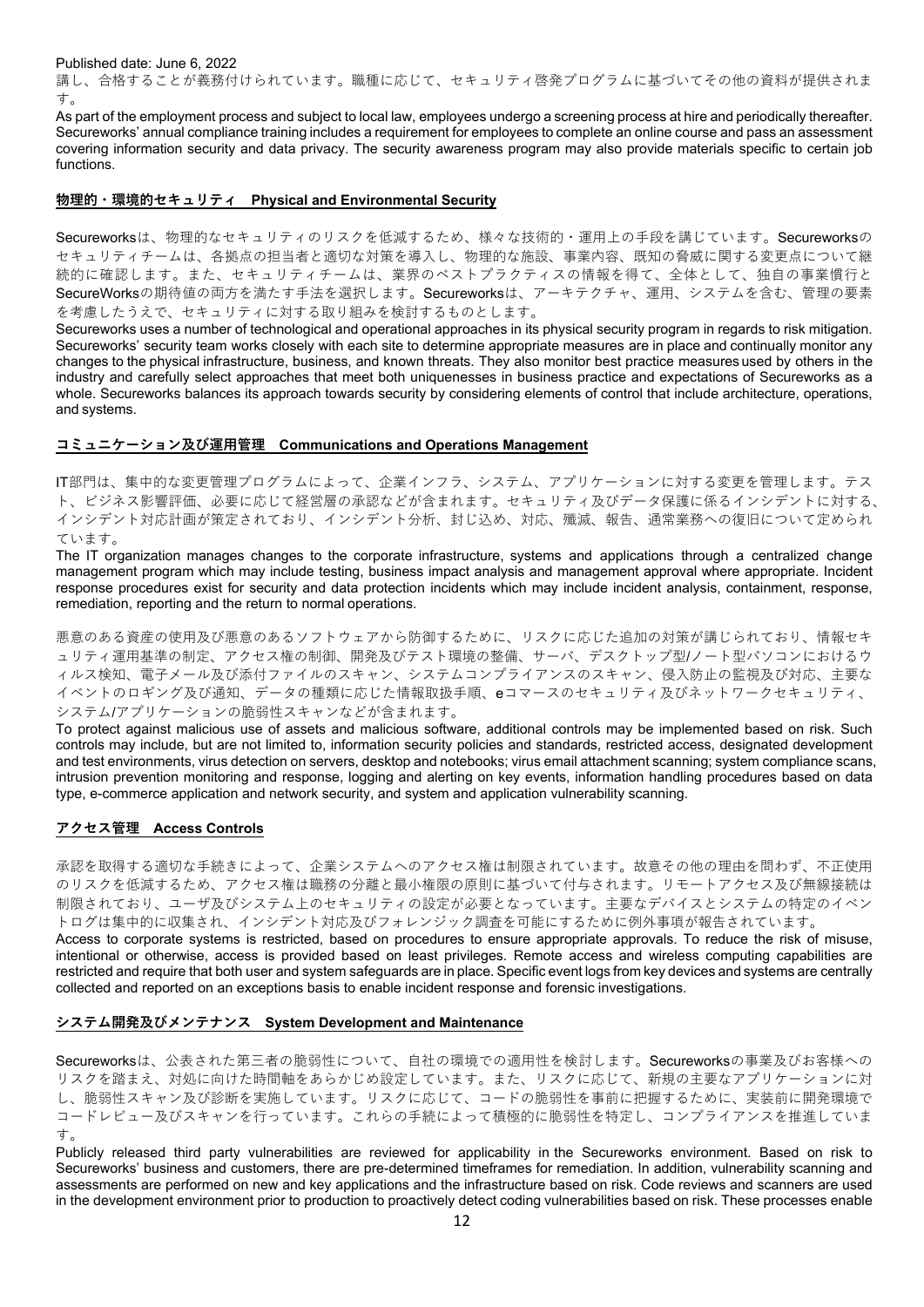講し、合格することが義務付けられています。職種に応じて、セキュリティ啓発プログラムに基づいてその他の資料が提供されます。

As part of the employment process and subject to local law, employees undergo a screening process at hire and periodically thereafter. Secureworks' annual compliance training includes a requirement for employees to complete an online course and pass an assessment covering information security and data privacy. The security awareness program may also provide materials specific to certain job functions.

## 物理的・環境的セキュリティ　Physical and Environmental Security

Secureworksは、物理的なセキュリティのリスクを低減するため、様々な技術的・運用上の手段を講じています。Secureworksのセキュリティチームは、各拠点の担当者と適切な対策を導入し、物理的な施設、事業内容、既知の脅威に関する変更点について継続的に確認します。また、セキュリティチームは、業界のベストプラクティスの情報を得て、全体として、独自の事業慣行とSecureWorksの期待値の両方を満たす手法を選択します。Secureworksは、アーキテクチャ、運用、システムを含む、管理の要素を考慮したうえで、セキュリティに対する取り組みを検討するものとします。

Secureworks uses a number of technological and operational approaches in its physical security program in regards to risk mitigation. Secureworks' security team works closely with each site to determine appropriate measures are in place and continually monitor any changes to the physical infrastructure, business, and known threats. They also monitor best practice measures used by others in the industry and carefully select approaches that meet both uniquenesses in business practice and expectations of Secureworks as a whole. Secureworks balances its approach towards security by considering elements of control that include architecture, operations, and systems.

## コミュニケーション及び運用管理　Communications and Operations Management

IT部門は、集中的な変更管理プログラムによって、企業インフラ、システム、アプリケーションに対する変更を管理します。テスト、ビジネス影響評価、必要に応じて経営層の承認などが含まれます。セキュリティ及びデータ保護に係るインシデントに対する、インシデント対応計画が策定されており、インシデント分析、封じ込め、対応、殲滅、報告、通常業務への復旧について定められています。

The IT organization manages changes to the corporate infrastructure, systems and applications through a centralized change management program which may include testing, business impact analysis and management approval where appropriate. Incident response procedures exist for security and data protection incidents which may include incident analysis, containment, response, remediation, reporting and the return to normal operations.

悪意のある資産の使用及び悪意のあるソフトウェアから防御するために、リスクに応じた追加の対策が講じられており、情報セキュリティ運用基準の制定、アクセス権の制御、開発及びテスト環境の整備、サーバ、デスクトップ型/ノート型パソコンにおけるウィルス検知、電子メール及び添付ファイルのスキャン、システムコンプライアンスのスキャン、侵入防止の監視及び対応、主要なイベントのロギング及び通知、データの種類に応じた情報取扱手順、eコマースのセキュリティ及びネットワークセキュリティ、システム/アプリケーションの脆弱性スキャンなどが含まれます。

To protect against malicious use of assets and malicious software, additional controls may be implemented based on risk. Such controls may include, but are not limited to, information security policies and standards, restricted access, designated development and test environments, virus detection on servers, desktop and notebooks; virus email attachment scanning; system compliance scans, intrusion prevention monitoring and response, logging and alerting on key events, information handling procedures based on data type, e-commerce application and network security, and system and application vulnerability scanning.

## アクセス管理　Access Controls

承認を取得する適切な手続きによって、企業システムへのアクセス権は制限されています。故意その他の理由を問わず、不正使用のリスクを低減するため、アクセス権は職務の分離と最小権限の原則に基づいて付与されます。リモートアクセス及び無線接続は制限されており、ユーザ及びシステム上のセキュリティの設定が必要となっています。主要なデバイスとシステムの特定のイベントログは集中的に収集され、インシデント対応及びフォレンジック調査を可能にするために例外事項が報告されています。

Access to corporate systems is restricted, based on procedures to ensure appropriate approvals. To reduce the risk of misuse, intentional or otherwise, access is provided based on least privileges. Remote access and wireless computing capabilities are restricted and require that both user and system safeguards are in place. Specific event logs from key devices and systems are centrally collected and reported on an exceptions basis to enable incident response and forensic investigations.

## システム開発及びメンテナンス　System Development and Maintenance

Secureworksは、公表された第三者の脆弱性について、自社の環境での適用性を検討します。Secureworksの事業及びお客様へのリスクを踏まえ、対処に向けた時間軸をあらかじめ設定しています。また、リスクに応じて、新規の主要なアプリケーションに対し、脆弱性スキャン及び診断を実施しています。リスクに応じて、コードの脆弱性を事前に把握するために、実装前に開発環境でコードレビュー及びスキャンを行っています。これらの手続によって積極的に脆弱性を特定し、コンプライアンスを推進しています。

Publicly released third party vulnerabilities are reviewed for applicability in the Secureworks environment. Based on risk to Secureworks' business and customers, there are pre-determined timeframes for remediation. In addition, vulnerability scanning and assessments are performed on new and key applications and the infrastructure based on risk. Code reviews and scanners are used in the development environment prior to production to proactively detect coding vulnerabilities based on risk. These processes enable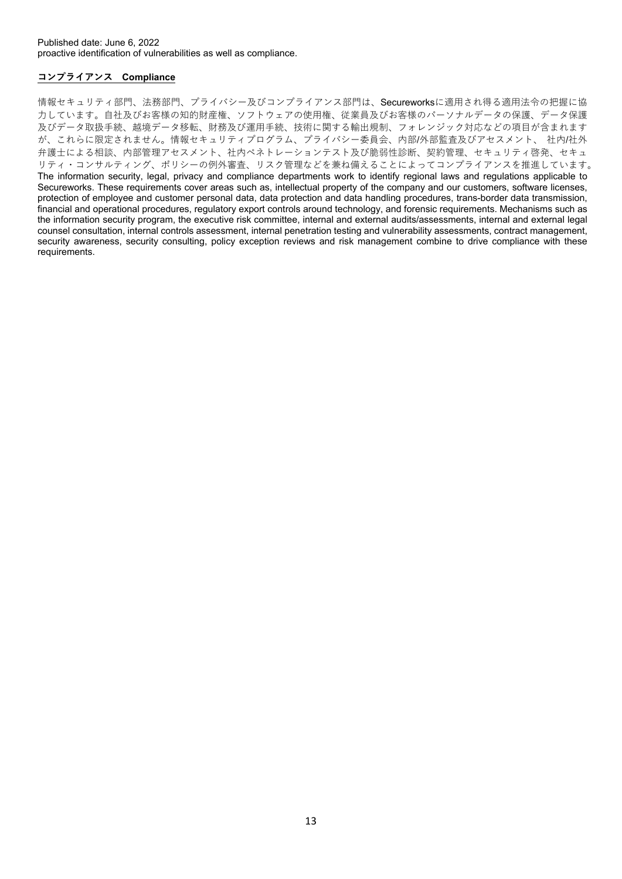Published date: June 6, 2022

proactive identification of vulnerabilities as well as compliance.

## コンプライアンス　Compliance

情報セキュリティ部門、法務部門、プライバシー及びコンプライアンス部門は、Secureworksに適用され得る適用法令の把握に協力しています。自社及びお客様の知的財産権、ソフトウェアの使用権、従業員及びお客様のパーソナルデータの保護、データ保護及びデータ取扱手続、越境データ移転、財務及び運用手続、技術に関する輸出規制、フォレンジック対応などの項目が含まれますが、これらに限定されません。情報セキュリティプログラム、プライバシー委員会、内部/外部監査及びアセスメント、 社内/社外弁護士による相談、内部管理アセスメント、社内ペネトレーションテスト及び脆弱性診断、契約管理、セキュリティ啓発、セキュリティ・コンサルティング、ポリシーの例外審査、リスク管理などを兼ね備えることによってコンプライアンスを推進しています。
The information security, legal, privacy and compliance departments work to identify regional laws and regulations applicable to Secureworks. These requirements cover areas such as, intellectual property of the company and our customers, software licenses, protection of employee and customer personal data, data protection and data handling procedures, trans-border data transmission, financial and operational procedures, regulatory export controls around technology, and forensic requirements. Mechanisms such as the information security program, the executive risk committee, internal and external audits/assessments, internal and external legal counsel consultation, internal controls assessment, internal penetration testing and vulnerability assessments, contract management, security awareness, security consulting, policy exception reviews and risk management combine to drive compliance with these requirements.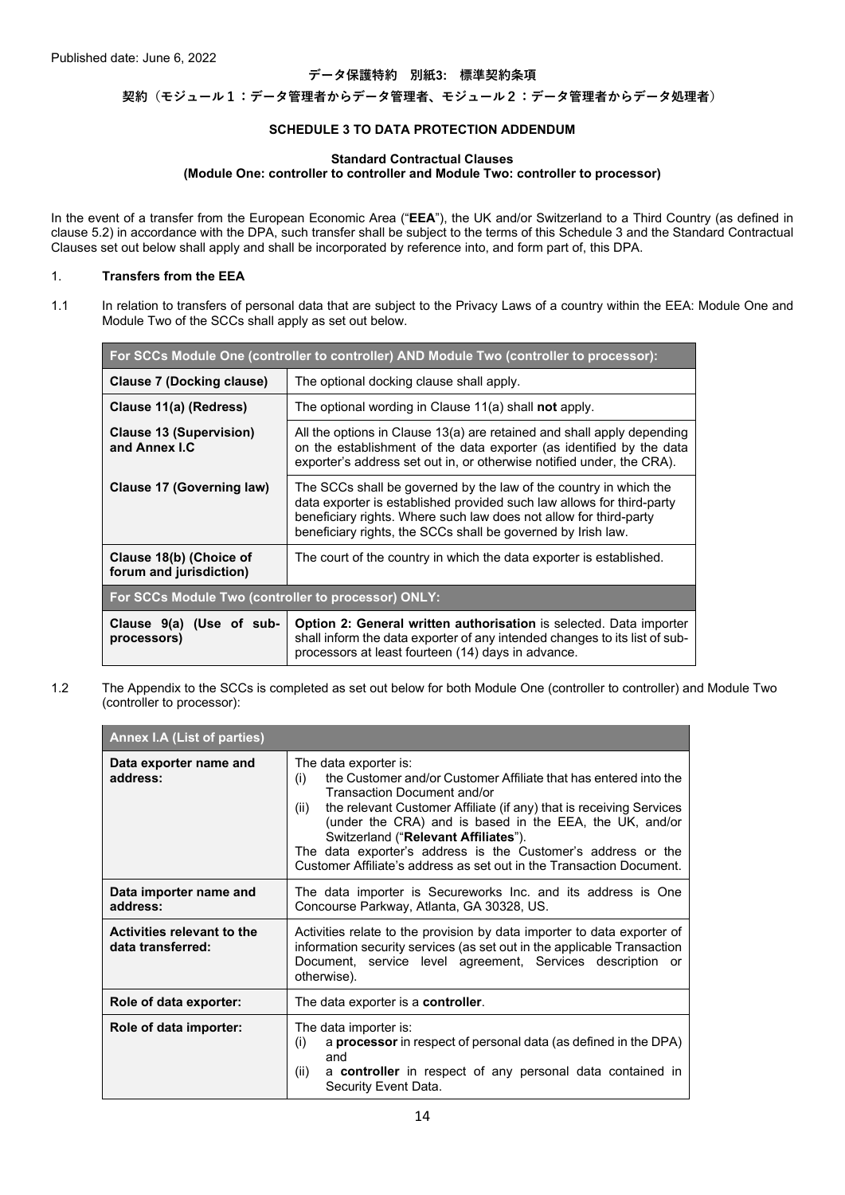Published date: June 6, 2022

**データ保護特約　別紙3:　標準契約条項**

**契約（モジュール１：データ管理者からデータ管理者、モジュール２：データ管理者からデータ処理者）**

**SCHEDULE 3 TO DATA PROTECTION ADDENDUM**

**Standard Contractual Clauses**
**(Module One: controller to controller and Module Two: controller to processor)**

In the event of a transfer from the European Economic Area ("**EEA**"), the UK and/or Switzerland to a Third Country (as defined in clause 5.2) in accordance with the DPA, such transfer shall be subject to the terms of this Schedule 3 and the Standard Contractual Clauses set out below shall apply and shall be incorporated by reference into, and form part of, this DPA.

1. **Transfers from the EEA**

1.1 In relation to transfers of personal data that are subject to the Privacy Laws of a country within the EEA: Module One and Module Two of the SCCs shall apply as set out below.

| For SCCs Module One (controller to controller) AND Module Two (controller to processor): | |
|---|---|
| **Clause 7 (Docking clause)** | The optional docking clause shall apply. |
| **Clause 11(a) (Redress)** | The optional wording in Clause 11(a) shall **not** apply. |
| **Clause 13 (Supervision) and Annex I.C** | All the options in Clause 13(a) are retained and shall apply depending on the establishment of the data exporter (as identified by the data exporter's address set out in, or otherwise notified under, the CRA). |
| **Clause 17 (Governing law)** | The SCCs shall be governed by the law of the country in which the data exporter is established provided such law allows for third-party beneficiary rights. Where such law does not allow for third-party beneficiary rights, the SCCs shall be governed by Irish law. |
| **Clause 18(b) (Choice of forum and jurisdiction)** | The court of the country in which the data exporter is established. |
| **For SCCs Module Two (controller to processor) ONLY:** | |
| **Clause 9(a) (Use of sub-processors)** | **Option 2: General written authorisation** is selected. Data importer shall inform the data exporter of any intended changes to its list of sub-processors at least fourteen (14) days in advance. |

1.2 The Appendix to the SCCs is completed as set out below for both Module One (controller to controller) and Module Two (controller to processor):

| Annex I.A (List of parties) | |
|---|---|
| **Data exporter name and address:** | The data exporter is:<br>(i) the Customer and/or Customer Affiliate that has entered into the Transaction Document and/or<br>(ii) the relevant Customer Affiliate (if any) that is receiving Services (under the CRA) and is based in the EEA, the UK, and/or Switzerland ("**Relevant Affiliates**").<br>The data exporter's address is the Customer's address or the Customer Affiliate's address as set out in the Transaction Document. |
| **Data importer name and address:** | The data importer is Secureworks Inc. and its address is One Concourse Parkway, Atlanta, GA 30328, US. |
| **Activities relevant to the data transferred:** | Activities relate to the provision by data importer to data exporter of information security services (as set out in the applicable Transaction Document, service level agreement, Services description or otherwise). |
| **Role of data exporter:** | The data exporter is a **controller**. |
| **Role of data importer:** | The data importer is:<br>(i) a **processor** in respect of personal data (as defined in the DPA) and<br>(ii) a **controller** in respect of any personal data contained in Security Event Data. |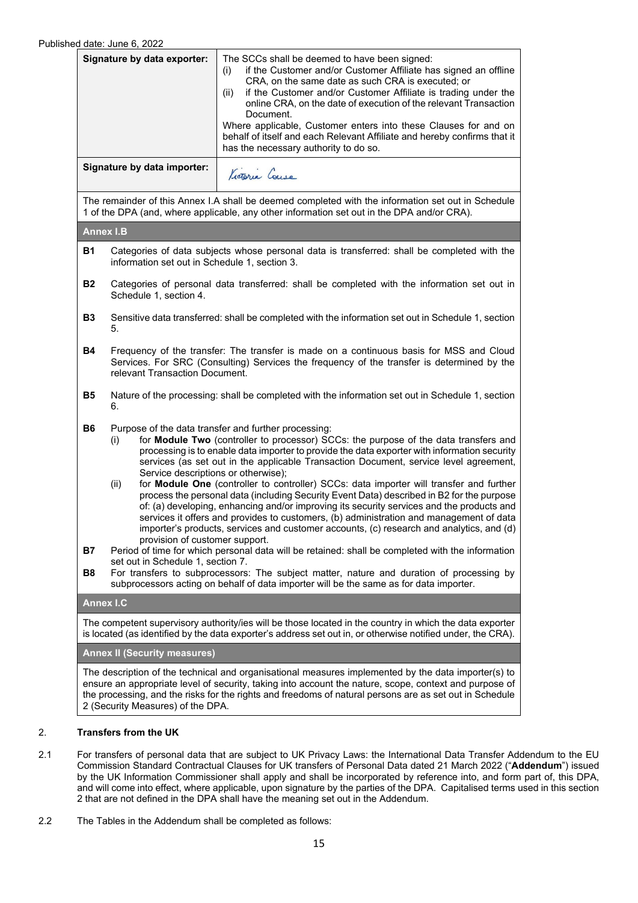Published date: June 6, 2022

| Signature by data exporter: | The SCCs shall be deemed to have been signed:<br>(i) if the Customer and/or Customer Affiliate has signed an offline CRA, on the same date as such CRA is executed; or<br>(ii) if the Customer and/or Customer Affiliate is trading under the online CRA, on the date of execution of the relevant Transaction Document.<br>Where applicable, Customer enters into these Clauses for and on behalf of itself and each Relevant Affiliate and hereby confirms that it has the necessary authority to do so. |
|---|---|
| **Signature by data importer:** | Victoria Couse |

The remainder of this Annex I.A shall be deemed completed with the information set out in Schedule 1 of the DPA (and, where applicable, any other information set out in the DPA and/or CRA).

**Annex I.B**

**B1** Categories of data subjects whose personal data is transferred: shall be completed with the information set out in Schedule 1, section 3.

**B2** Categories of personal data transferred: shall be completed with the information set out in Schedule 1, section 4.

**B3** Sensitive data transferred: shall be completed with the information set out in Schedule 1, section 5.

**B4** Frequency of the transfer: The transfer is made on a continuous basis for MSS and Cloud Services. For SRC (Consulting) Services the frequency of the transfer is determined by the relevant Transaction Document.

**B5** Nature of the processing: shall be completed with the information set out in Schedule 1, section 6.

**B6** Purpose of the data transfer and further processing:

(i) for **Module Two** (controller to processor) SCCs: the purpose of the data transfers and processing is to enable data importer to provide the data exporter with information security services (as set out in the applicable Transaction Document, service level agreement, Service descriptions or otherwise);

(ii) for **Module One** (controller to controller) SCCs: data importer will transfer and further process the personal data (including Security Event Data) described in B2 for the purpose of: (a) developing, enhancing and/or improving its security services and the products and services it offers and provides to customers, (b) administration and management of data importer's products, services and customer accounts, (c) research and analytics, and (d) provision of customer support.

**B7** Period of time for which personal data will be retained: shall be completed with the information set out in Schedule 1, section 7.

**B8** For transfers to subprocessors: The subject matter, nature and duration of processing by subprocessors acting on behalf of data importer will be the same as for data importer.

**Annex I.C**

The competent supervisory authority/ies will be those located in the country in which the data exporter is located (as identified by the data exporter's address set out in, or otherwise notified under, the CRA).

**Annex II (Security measures)**

The description of the technical and organisational measures implemented by the data importer(s) to ensure an appropriate level of security, taking into account the nature, scope, context and purpose of the processing, and the risks for the rights and freedoms of natural persons are as set out in Schedule 2 (Security Measures) of the DPA.

## 2. Transfers from the UK

2.1 For transfers of personal data that are subject to UK Privacy Laws: the International Data Transfer Addendum to the EU Commission Standard Contractual Clauses for UK transfers of Personal Data dated 21 March 2022 ("**Addendum**") issued by the UK Information Commissioner shall apply and shall be incorporated by reference into, and form part of, this DPA, and will come into effect, where applicable, upon signature by the parties of the DPA. Capitalised terms used in this section 2 that are not defined in the DPA shall have the meaning set out in the Addendum.

2.2 The Tables in the Addendum shall be completed as follows: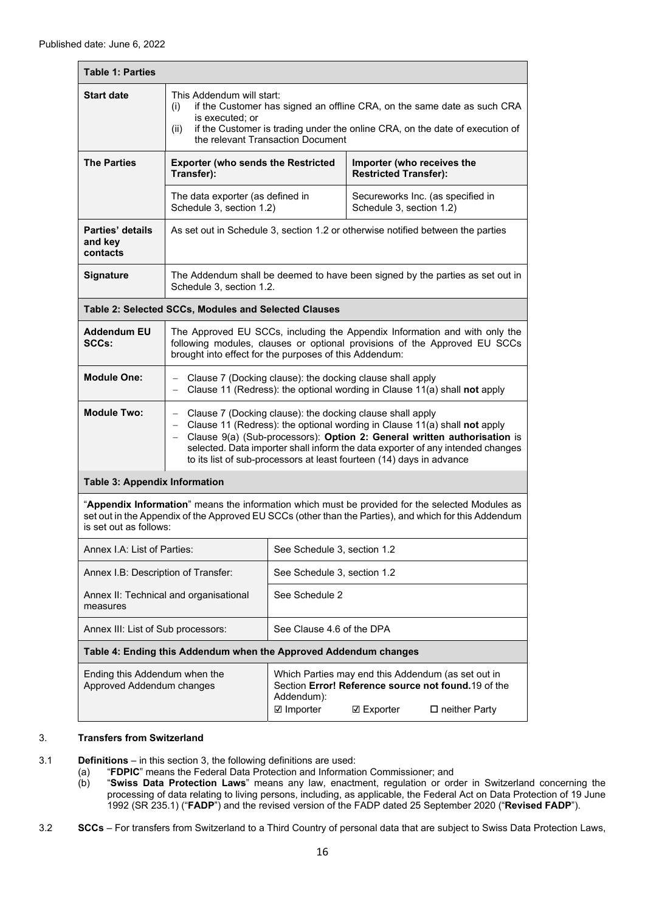Published date: June 6, 2022

| **Table 1: Parties** | | |
|---|---|---|
| **Start date** | This Addendum will start: (i) if the Customer has signed an offline CRA, on the same date as such CRA is executed; or (ii) if the Customer is trading under the online CRA, on the date of execution of the relevant Transaction Document | |
| **The Parties** | **Exporter (who sends the Restricted Transfer):** | **Importer (who receives the Restricted Transfer):** |
| | The data exporter (as defined in Schedule 3, section 1.2) | Secureworks Inc. (as specified in Schedule 3, section 1.2) |
| **Parties' details and key contacts** | As set out in Schedule 3, section 1.2 or otherwise notified between the parties | |
| **Signature** | The Addendum shall be deemed to have been signed by the parties as set out in Schedule 3, section 1.2. | |

| **Table 2: Selected SCCs, Modules and Selected Clauses** | |
|---|---|
| **Addendum EU SCCs:** | The Approved EU SCCs, including the Appendix Information and with only the following modules, clauses or optional provisions of the Approved EU SCCs brought into effect for the purposes of this Addendum: |
| **Module One:** | – Clause 7 (Docking clause): the docking clause shall apply<br>– Clause 11 (Redress): the optional wording in Clause 11(a) shall **not** apply |
| **Module Two:** | – Clause 7 (Docking clause): the docking clause shall apply<br>– Clause 11 (Redress): the optional wording in Clause 11(a) shall **not** apply<br>– Clause 9(a) (Sub-processors): **Option 2: General written authorisation** is selected. Data importer shall inform the data exporter of any intended changes to its list of sub-processors at least fourteen (14) days in advance |

| **Table 3: Appendix Information** | |
|---|---|
| "**Appendix Information**" means the information which must be provided for the selected Modules as set out in the Appendix of the Approved EU SCCs (other than the Parties), and which for this Addendum is set out as follows: | |
| Annex I.A: List of Parties: | See Schedule 3, section 1.2 |
| Annex I.B: Description of Transfer: | See Schedule 3, section 1.2 |
| Annex II: Technical and organisational measures | See Schedule 2 |
| Annex III: List of Sub processors: | See Clause 4.6 of the DPA |

| **Table 4: Ending this Addendum when the Approved Addendum changes** | |
|---|---|
| Ending this Addendum when the Approved Addendum changes | Which Parties may end this Addendum (as set out in Section **Error! Reference source not found.**19 of the Addendum):<br>☑ Importer ☑ Exporter ☐ neither Party |

3. **Transfers from Switzerland**

3.1 **Definitions** – in this section 3, the following definitions are used:

(a) "**FDPIC**" means the Federal Data Protection and Information Commissioner; and

(b) "**Swiss Data Protection Laws**" means any law, enactment, regulation or order in Switzerland concerning the processing of data relating to living persons, including, as applicable, the Federal Act on Data Protection of 19 June 1992 (SR 235.1) ("**FADP**") and the revised version of the FADP dated 25 September 2020 ("**Revised FADP**").

3.2 **SCCs** – For transfers from Switzerland to a Third Country of personal data that are subject to Swiss Data Protection Laws,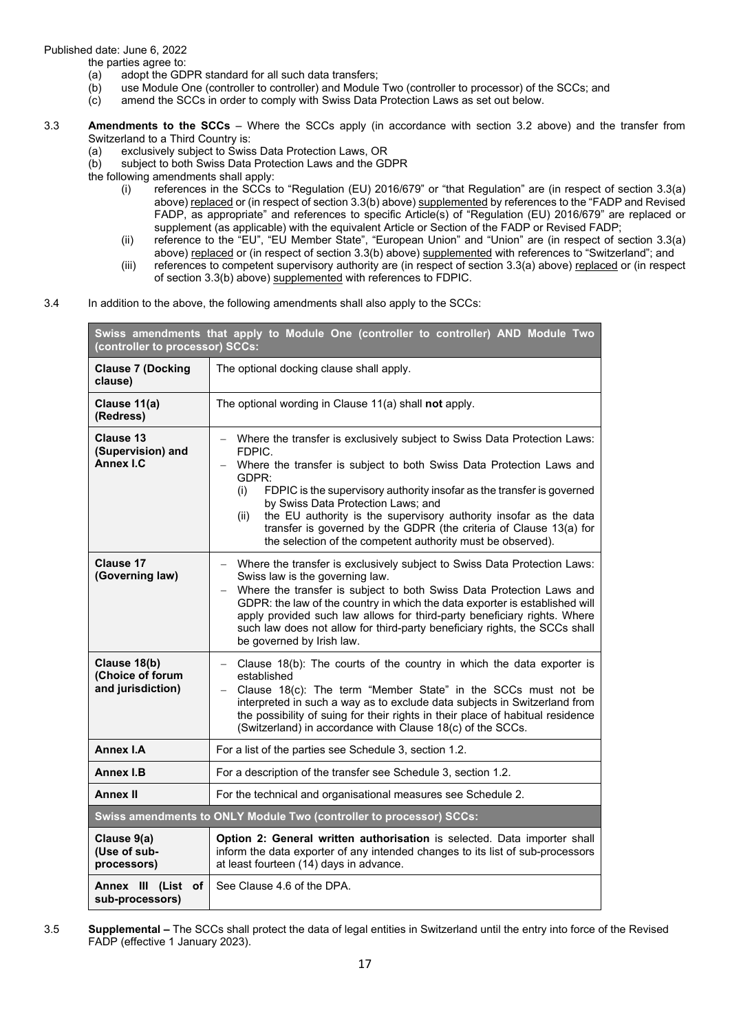Published date: June 6, 2022

the parties agree to:

- (a) adopt the GDPR standard for all such data transfers;
- (b) use Module One (controller to controller) and Module Two (controller to processor) of the SCCs; and
- (c) amend the SCCs in order to comply with Swiss Data Protection Laws as set out below.

3.3 **Amendments to the SCCs** – Where the SCCs apply (in accordance with section 3.2 above) and the transfer from Switzerland to a Third Country is:

- (a) exclusively subject to Swiss Data Protection Laws, OR
- (b) subject to both Swiss Data Protection Laws and the GDPR

the following amendments shall apply:

- (i) references in the SCCs to "Regulation (EU) 2016/679" or "that Regulation" are (in respect of section 3.3(a) above) replaced or (in respect of section 3.3(b) above) supplemented by references to the "FADP and Revised FADP, as appropriate" and references to specific Article(s) of "Regulation (EU) 2016/679" are replaced or supplement (as applicable) with the equivalent Article or Section of the FADP or Revised FADP;
- (ii) reference to the "EU", "EU Member State", "European Union" and "Union" are (in respect of section 3.3(a) above) replaced or (in respect of section 3.3(b) above) supplemented with references to "Switzerland"; and
- (iii) references to competent supervisory authority are (in respect of section 3.3(a) above) replaced or (in respect of section 3.3(b) above) supplemented with references to FDPIC.

3.4 In addition to the above, the following amendments shall also apply to the SCCs:

| **Swiss amendments that apply to Module One (controller to controller) AND Module Two (controller to processor) SCCs:** | |
|---|---|
| **Clause 7 (Docking clause)** | The optional docking clause shall apply. |
| **Clause 11(a) (Redress)** | The optional wording in Clause 11(a) shall **not** apply. |
| **Clause 13 (Supervision) and Annex I.C** | – Where the transfer is exclusively subject to Swiss Data Protection Laws: FDPIC.<br>– Where the transfer is subject to both Swiss Data Protection Laws and GDPR:<br>(i) FDPIC is the supervisory authority insofar as the transfer is governed by Swiss Data Protection Laws; and<br>(ii) the EU authority is the supervisory authority insofar as the data transfer is governed by the GDPR (the criteria of Clause 13(a) for the selection of the competent authority must be observed). |
| **Clause 17 (Governing law)** | – Where the transfer is exclusively subject to Swiss Data Protection Laws: Swiss law is the governing law.<br>– Where the transfer is subject to both Swiss Data Protection Laws and GDPR: the law of the country in which the data exporter is established will apply provided such law allows for third-party beneficiary rights. Where such law does not allow for third-party beneficiary rights, the SCCs shall be governed by Irish law. |
| **Clause 18(b) (Choice of forum and jurisdiction)** | – Clause 18(b): The courts of the country in which the data exporter is established<br>– Clause 18(c): The term "Member State" in the SCCs must not be interpreted in such a way as to exclude data subjects in Switzerland from the possibility of suing for their rights in their place of habitual residence (Switzerland) in accordance with Clause 18(c) of the SCCs. |
| **Annex I.A** | For a list of the parties see Schedule 3, section 1.2. |
| **Annex I.B** | For a description of the transfer see Schedule 3, section 1.2. |
| **Annex II** | For the technical and organisational measures see Schedule 2. |
| **Swiss amendments to ONLY Module Two (controller to processor) SCCs:** | |
| **Clause 9(a) (Use of sub-processors)** | **Option 2: General written authorisation** is selected. Data importer shall inform the data exporter of any intended changes to its list of sub-processors at least fourteen (14) days in advance. |
| **Annex III (List of sub-processors)** | See Clause 4.6 of the DPA. |

3.5 **Supplemental –** The SCCs shall protect the data of legal entities in Switzerland until the entry into force of the Revised FADP (effective 1 January 2023).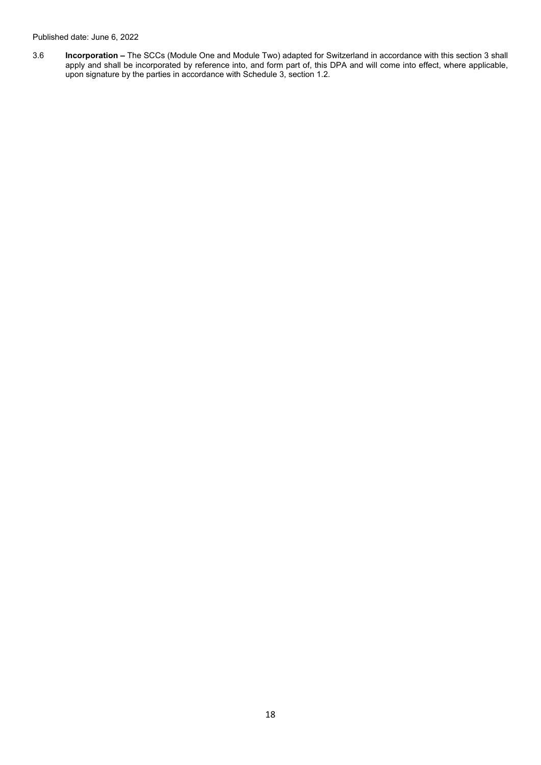3.6 **Incorporation –** The SCCs (Module One and Module Two) adapted for Switzerland in accordance with this section 3 shall apply and shall be incorporated by reference into, and form part of, this DPA and will come into effect, where applicable, upon signature by the parties in accordance with Schedule 3, section 1.2.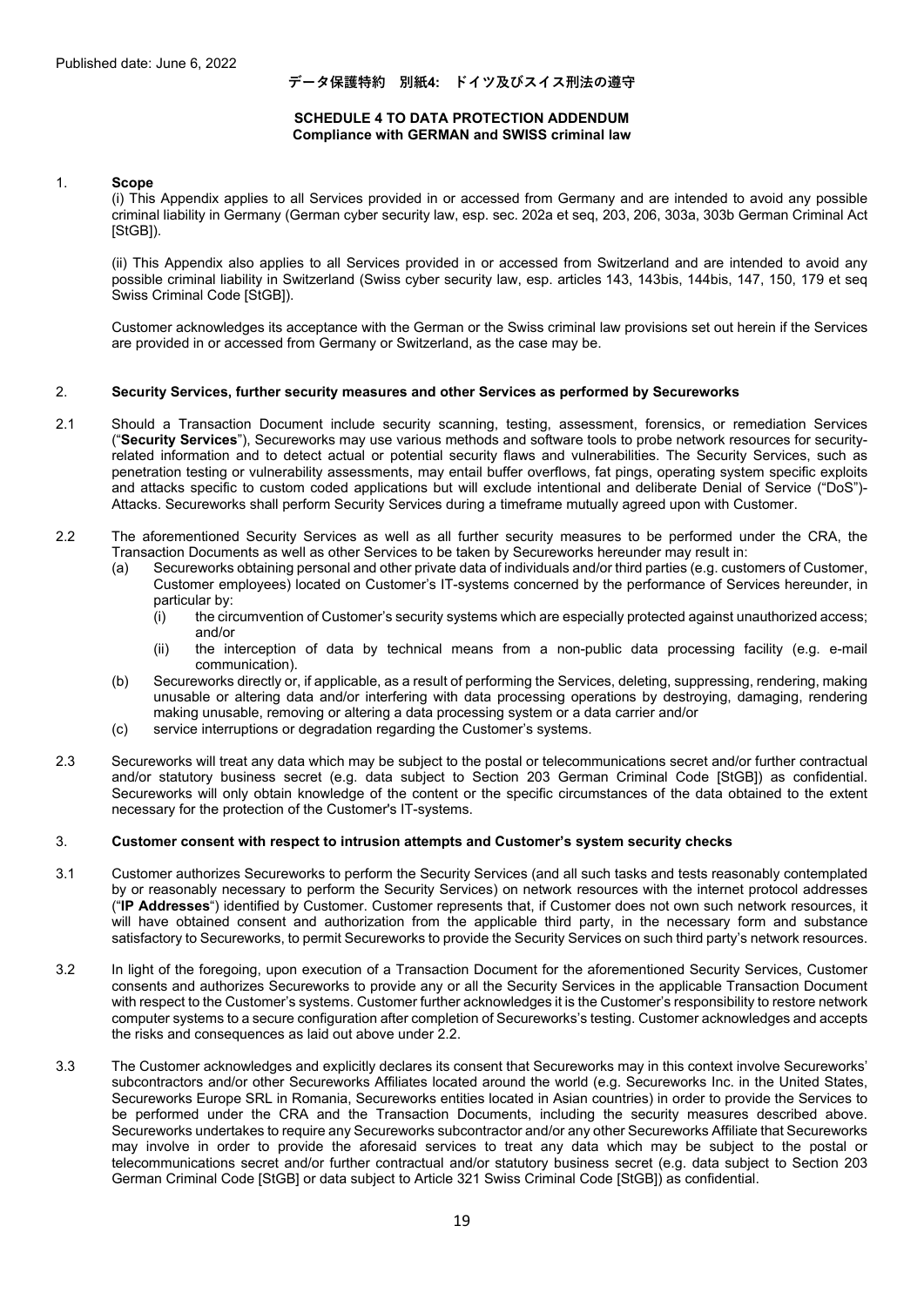Published date: June 6, 2022

# データ保護特約　別紙4:　ドイツ及びスイス刑法の遵守

## SCHEDULE 4 TO DATA PROTECTION ADDENDUM
## Compliance with GERMAN and SWISS criminal law

1. **Scope**

(i) This Appendix applies to all Services provided in or accessed from Germany and are intended to avoid any possible criminal liability in Germany (German cyber security law, esp. sec. 202a et seq, 203, 206, 303a, 303b German Criminal Act [StGB]).

(ii) This Appendix also applies to all Services provided in or accessed from Switzerland and are intended to avoid any possible criminal liability in Switzerland (Swiss cyber security law, esp. articles 143, 143bis, 144bis, 147, 150, 179 et seq Swiss Criminal Code [StGB]).

Customer acknowledges its acceptance with the German or the Swiss criminal law provisions set out herein if the Services are provided in or accessed from Germany or Switzerland, as the case may be.

2. **Security Services, further security measures and other Services as performed by Secureworks**

2.1 Should a Transaction Document include security scanning, testing, assessment, forensics, or remediation Services ("**Security Services**"), Secureworks may use various methods and software tools to probe network resources for security-related information and to detect actual or potential security flaws and vulnerabilities. The Security Services, such as penetration testing or vulnerability assessments, may entail buffer overflows, fat pings, operating system specific exploits and attacks specific to custom coded applications but will exclude intentional and deliberate Denial of Service ("DoS")-Attacks. Secureworks shall perform Security Services during a timeframe mutually agreed upon with Customer.

2.2 The aforementioned Security Services as well as all further security measures to be performed under the CRA, the Transaction Documents as well as other Services to be taken by Secureworks hereunder may result in:

- (a) Secureworks obtaining personal and other private data of individuals and/or third parties (e.g. customers of Customer, Customer employees) located on Customer's IT-systems concerned by the performance of Services hereunder, in particular by:
  - (i) the circumvention of Customer's security systems which are especially protected against unauthorized access; and/or
  - (ii) the interception of data by technical means from a non-public data processing facility (e.g. e-mail communication).
- (b) Secureworks directly or, if applicable, as a result of performing the Services, deleting, suppressing, rendering, making unusable or altering data and/or interfering with data processing operations by destroying, damaging, rendering making unusable, removing or altering a data processing system or a data carrier and/or
- (c) service interruptions or degradation regarding the Customer's systems.

2.3 Secureworks will treat any data which may be subject to the postal or telecommunications secret and/or further contractual and/or statutory business secret (e.g. data subject to Section 203 German Criminal Code [StGB]) as confidential. Secureworks will only obtain knowledge of the content or the specific circumstances of the data obtained to the extent necessary for the protection of the Customer's IT-systems.

3. **Customer consent with respect to intrusion attempts and Customer's system security checks**

3.1 Customer authorizes Secureworks to perform the Security Services (and all such tasks and tests reasonably contemplated by or reasonably necessary to perform the Security Services) on network resources with the internet protocol addresses ("**IP Addresses**") identified by Customer. Customer represents that, if Customer does not own such network resources, it will have obtained consent and authorization from the applicable third party, in the necessary form and substance satisfactory to Secureworks, to permit Secureworks to provide the Security Services on such third party's network resources.

3.2 In light of the foregoing, upon execution of a Transaction Document for the aforementioned Security Services, Customer consents and authorizes Secureworks to provide any or all the Security Services in the applicable Transaction Document with respect to the Customer's systems. Customer further acknowledges it is the Customer's responsibility to restore network computer systems to a secure configuration after completion of Secureworks's testing. Customer acknowledges and accepts the risks and consequences as laid out above under 2.2.

3.3 The Customer acknowledges and explicitly declares its consent that Secureworks may in this context involve Secureworks' subcontractors and/or other Secureworks Affiliates located around the world (e.g. Secureworks Inc. in the United States, Secureworks Europe SRL in Romania, Secureworks entities located in Asian countries) in order to provide the Services to be performed under the CRA and the Transaction Documents, including the security measures described above. Secureworks undertakes to require any Secureworks subcontractor and/or any other Secureworks Affiliate that Secureworks may involve in order to provide the aforesaid services to treat any data which may be subject to the postal or telecommunications secret and/or further contractual and/or statutory business secret (e.g. data subject to Section 203 German Criminal Code [StGB] or data subject to Article 321 Swiss Criminal Code [StGB]) as confidential.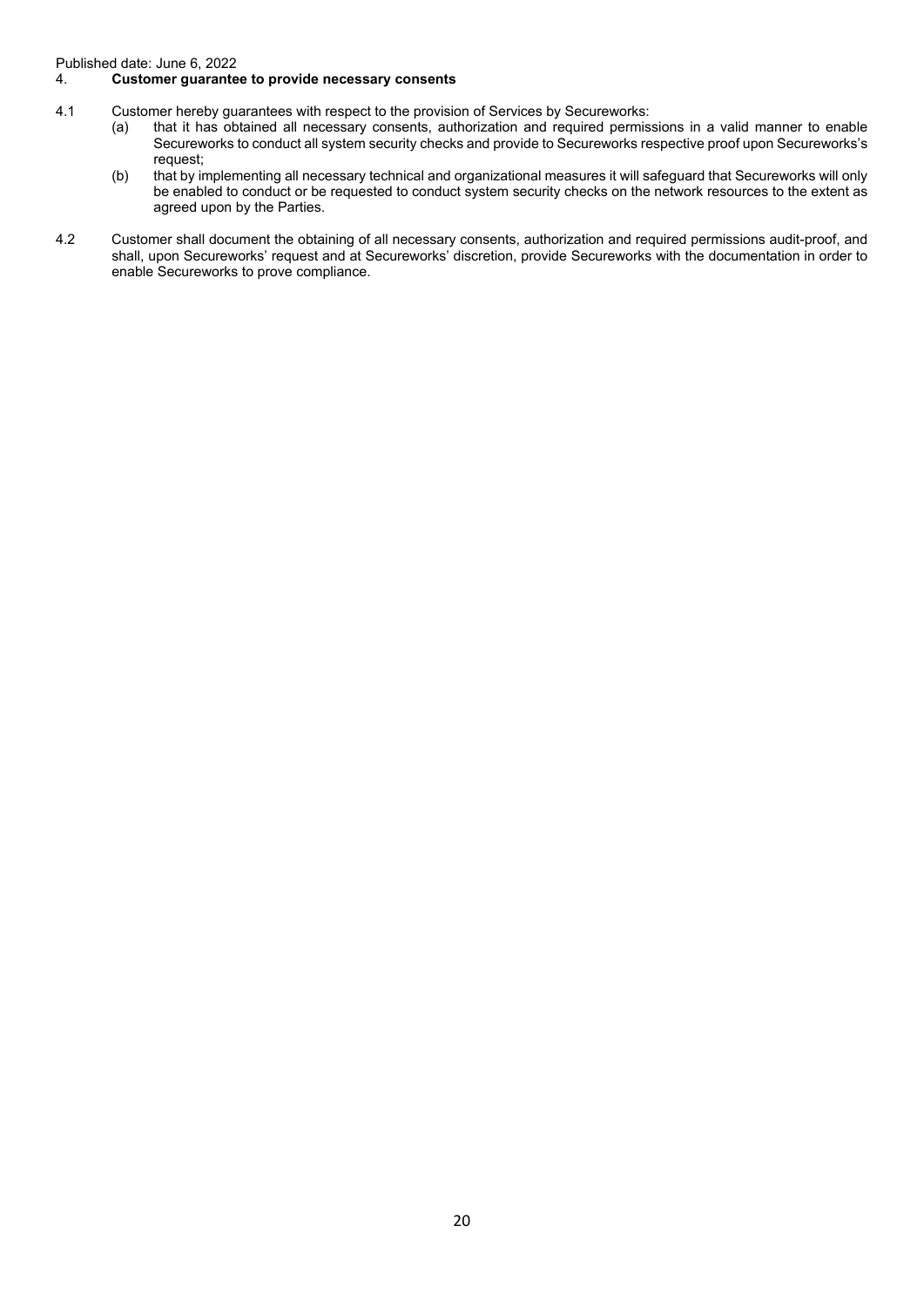Published date: June 6, 2022

## 4. Customer guarantee to provide necessary consents

4.1 Customer hereby guarantees with respect to the provision of Services by Secureworks:

(a) that it has obtained all necessary consents, authorization and required permissions in a valid manner to enable Secureworks to conduct all system security checks and provide to Secureworks respective proof upon Secureworks's request;

(b) that by implementing all necessary technical and organizational measures it will safeguard that Secureworks will only be enabled to conduct or be requested to conduct system security checks on the network resources to the extent as agreed upon by the Parties.

4.2 Customer shall document the obtaining of all necessary consents, authorization and required permissions audit-proof, and shall, upon Secureworks' request and at Secureworks' discretion, provide Secureworks with the documentation in order to enable Secureworks to prove compliance.